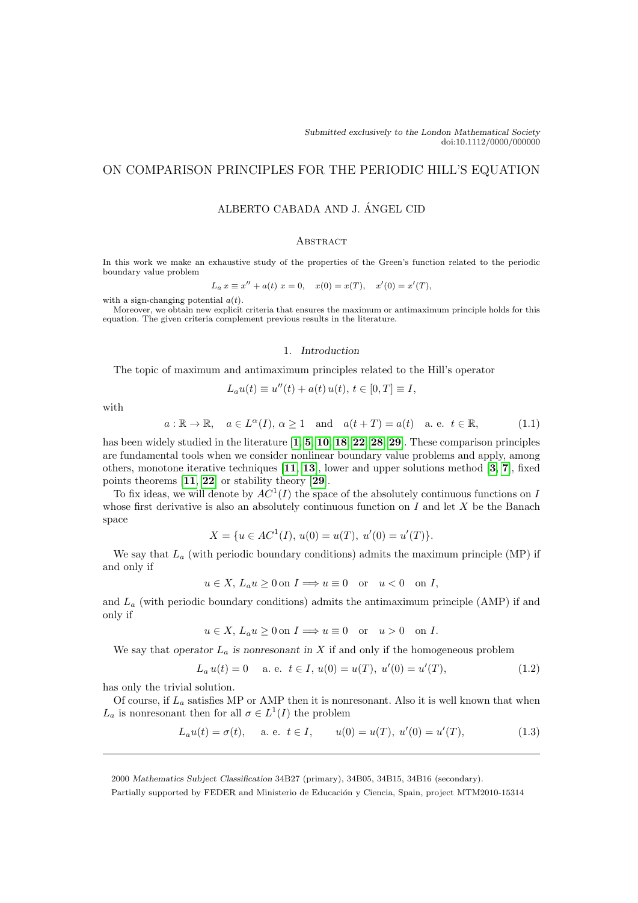*Submitted exclusively to the London Mathematical Society*
doi:10.1112/0000/000000

# ON COMPARISON PRINCIPLES FOR THE PERIODIC HILL'S EQUATION

ALBERTO CABADA AND J. ÁNGEL CID

## Abstract

In this work we make an exhaustive study of the properties of the Green's function related to the periodic boundary value problem

$$L_a\, x \equiv x'' + a(t)\; x = 0, \quad x(0) = x(T), \quad x'(0) = x'(T),$$

with a sign-changing potential $a(t)$.

Moreover, we obtain new explicit criteria that ensures the maximum or antimaximum principle holds for this equation. The given criteria complement previous results in the literature.

## 1. *Introduction*

The topic of maximum and antimaximum principles related to the Hill's operator

$$L_a u(t) \equiv u''(t) + a(t)\, u(t),\; t \in [0, T] \equiv I,$$

with

$$a : \mathbb{R} \to \mathbb{R}, \quad a \in L^{\alpha}(I),\, \alpha \geq 1 \quad \text{and} \quad a(t + T) = a(t) \quad \text{a. e. } t \in \mathbb{R}, \tag{1.1}$$

has been widely studied in the literature [**1**, **5**, **10**, **18**, **22**, **28**, **29**]. These comparison principles are fundamental tools when we consider nonlinear boundary value problems and apply, among others, monotone iterative techniques [**11**, **13**], lower and upper solutions method [**3**, **7**], fixed points theorems [**11**, **22**] or stability theory [**29**].

To fix ideas, we will denote by $AC^1(I)$ the space of the absolutely continuous functions on $I$ whose first derivative is also an absolutely continuous function on $I$ and let $X$ be the Banach space

$$X = \{u \in AC^1(I),\; u(0) = u(T),\; u'(0) = u'(T)\}.$$

We say that $L_a$ (with periodic boundary conditions) admits the maximum principle (MP) if and only if

$$u \in X,\; L_a u \geq 0 \,\text{on}\; I \Longrightarrow u \equiv 0 \quad \text{or} \quad u < 0 \quad \text{on } I,$$

and $L_a$ (with periodic boundary conditions) admits the antimaximum principle (AMP) if and only if

$$u \in X,\; L_a u \geq 0 \,\text{on}\; I \Longrightarrow u \equiv 0 \quad \text{or} \quad u > 0 \quad \text{on } I.$$

We say that *operator $L_a$ is nonresonant in $X$* if and only if the homogeneous problem

$$L_a\, u(t) = 0 \quad \text{ a. e. } \; t \in I,\; u(0) = u(T),\; u'(0) = u'(T), \tag{1.2}$$

has only the trivial solution.

Of course, if $L_a$ satisfies MP or AMP then it is nonresonant. Also it is well known that when $L_a$ is nonresonant then for all $\sigma \in L^1(I)$ the problem

$$L_a u(t) = \sigma(t), \quad \text{ a. e. } \; t \in I, \qquad u(0) = u(T),\; u'(0) = u'(T), \tag{1.3}$$

---

2000 *Mathematics Subject Classification* 34B27 (primary), 34B05, 34B15, 34B16 (secondary).

Partially supported by FEDER and Ministerio de Educación y Ciencia, Spain, project MTM2010-15314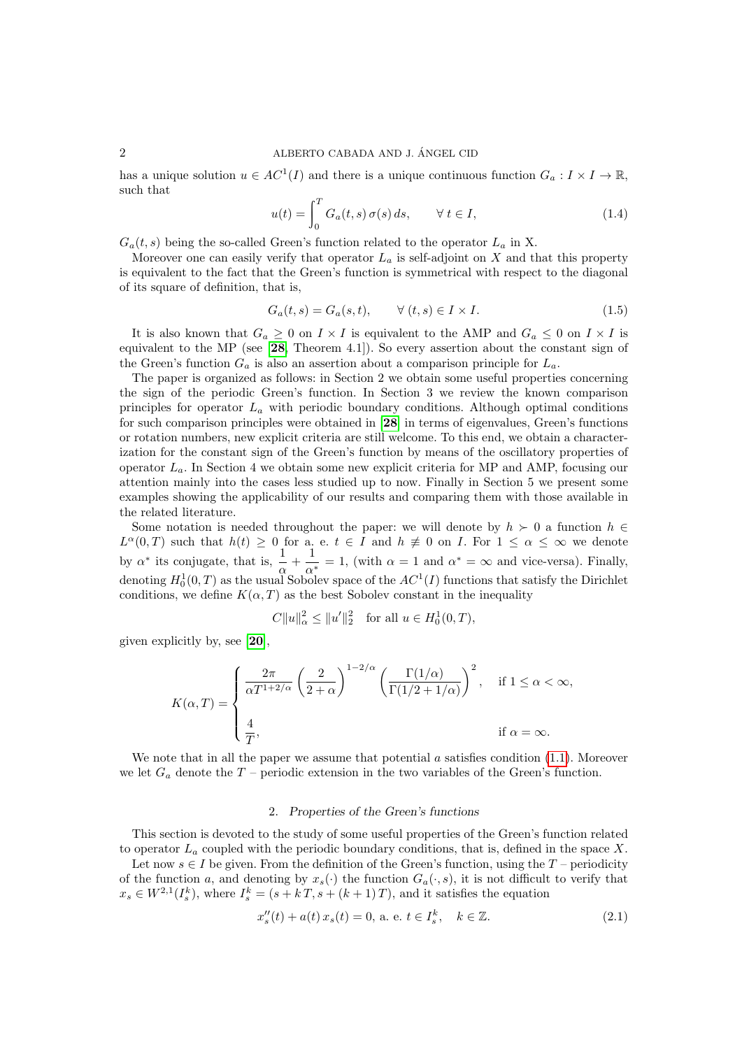has a unique solution $u \in AC^1(I)$ and there is a unique continuous function $G_a : I \times I \to \mathbb{R}$, such that

$$u(t) = \int_0^T G_a(t,s)\,\sigma(s)\,ds, \qquad \forall\, t \in I, \tag{1.4}$$

$G_a(t,s)$ being the so-called Green's function related to the operator $L_a$ in X.

Moreover one can easily verify that operator $L_a$ is self-adjoint on $X$ and that this property is equivalent to the fact that the Green's function is symmetrical with respect to the diagonal of its square of definition, that is,

$$G_a(t,s) = G_a(s,t), \qquad \forall\, (t,s) \in I \times I. \tag{1.5}$$

It is also known that $G_a \geq 0$ on $I \times I$ is equivalent to the AMP and $G_a \leq 0$ on $I \times I$ is equivalent to the MP (see [28, Theorem 4.1]). So every assertion about the constant sign of the Green's function $G_a$ is also an assertion about a comparison principle for $L_a$.

The paper is organized as follows: in Section 2 we obtain some useful properties concerning the sign of the periodic Green's function. In Section 3 we review the known comparison principles for operator $L_a$ with periodic boundary conditions. Although optimal conditions for such comparison principles were obtained in [28] in terms of eigenvalues, Green's functions or rotation numbers, new explicit criteria are still welcome. To this end, we obtain a characterization for the constant sign of the Green's function by means of the oscillatory properties of operator $L_a$. In Section 4 we obtain some new explicit criteria for MP and AMP, focusing our attention mainly into the cases less studied up to now. Finally in Section 5 we present some examples showing the applicability of our results and comparing them with those available in the related literature.

Some notation is needed throughout the paper: we will denote by $h \succ 0$ a function $h \in L^\alpha(0,T)$ such that $h(t) \geq 0$ for a. e. $t \in I$ and $h \not\equiv 0$ on $I$. For $1 \leq \alpha \leq \infty$ we denote by $\alpha^*$ its conjugate, that is, $\dfrac{1}{\alpha} + \dfrac{1}{\alpha^*} = 1$, (with $\alpha = 1$ and $\alpha^* = \infty$ and vice-versa). Finally, denoting $H_0^1(0,T)$ as the usual Sobolev space of the $AC^1(I)$ functions that satisfy the Dirichlet conditions, we define $K(\alpha,T)$ as the best Sobolev constant in the inequality

$$C\|u\|_\alpha^2 \leq \|u'\|_2^2 \quad \text{for all } u \in H_0^1(0,T),$$

given explicitly by, see [20],

$$K(\alpha,T) = \begin{cases} \dfrac{2\pi}{\alpha T^{1+2/\alpha}} \left(\dfrac{2}{2+\alpha}\right)^{1-2/\alpha} \left(\dfrac{\Gamma(1/\alpha)}{\Gamma(1/2+1/\alpha)}\right)^2, & \text{if } 1 \leq \alpha < \infty, \\[2ex] \dfrac{4}{T}, & \text{if } \alpha = \infty. \end{cases}$$

We note that in all the paper we assume that potential $a$ satisfies condition (1.1). Moreover we let $G_a$ denote the $T$ – periodic extension in the two variables of the Green's function.

## 2. *Properties of the Green's functions*

This section is devoted to the study of some useful properties of the Green's function related to operator $L_a$ coupled with the periodic boundary conditions, that is, defined in the space $X$.

Let now $s \in I$ be given. From the definition of the Green's function, using the $T$ – periodicity of the function $a$, and denoting by $x_s(\cdot)$ the function $G_a(\cdot,s)$, it is not difficult to verify that $x_s \in W^{2,1}(I_s^k)$, where $I_s^k = (s + k\,T, s + (k+1)\,T)$, and it satisfies the equation

$$x_s''(t) + a(t)\,x_s(t) = 0, \text{ a. e. } t \in I_s^k, \quad k \in \mathbb{Z}. \tag{2.1}$$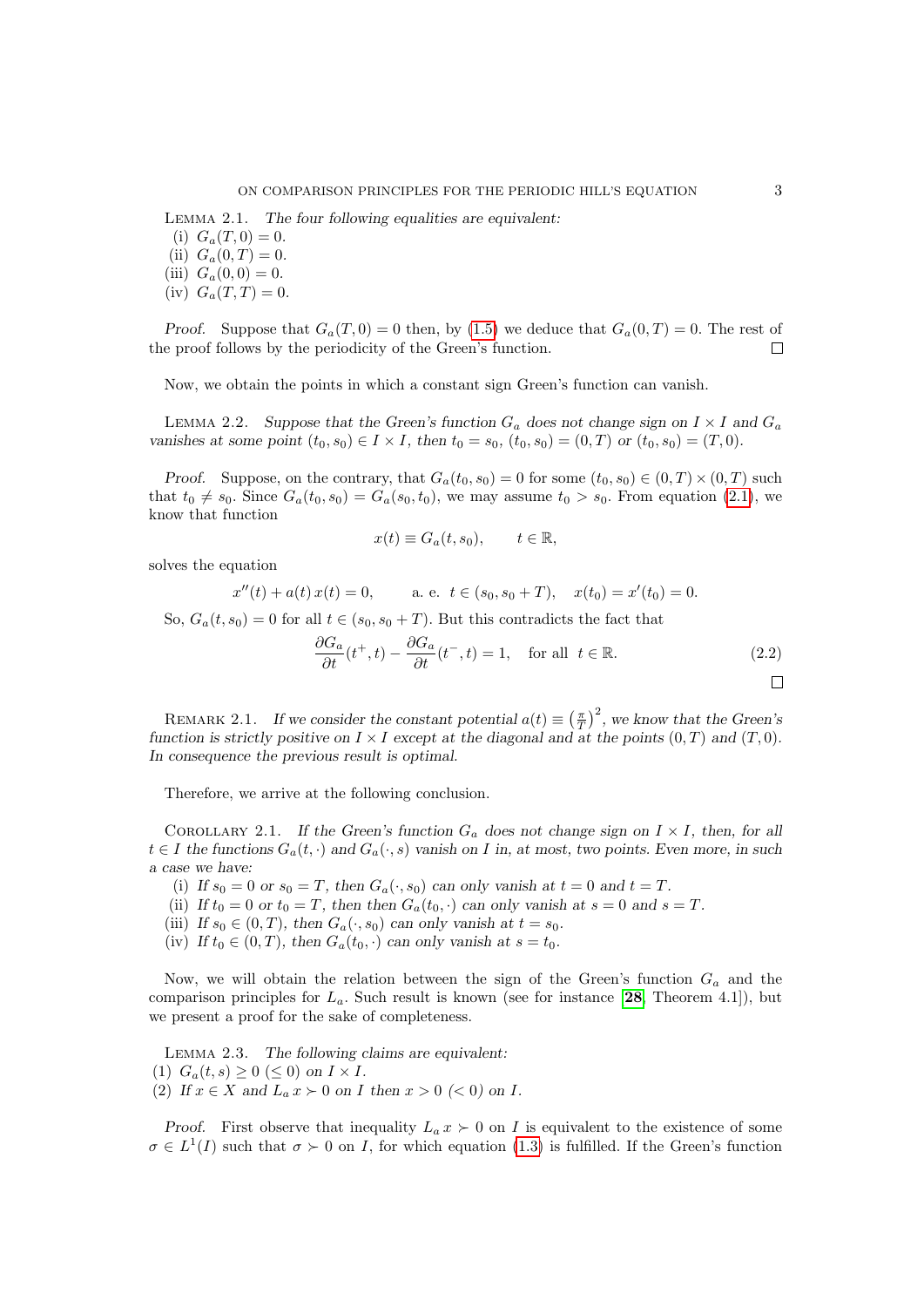Lemma 2.1. *The four following equalities are equivalent:*

(i) $G_a(T,0)=0$.
(ii) $G_a(0,T)=0$.
(iii) $G_a(0,0)=0$.
(iv) $G_a(T,T)=0$.

*Proof.* Suppose that $G_a(T,0)=0$ then, by (1.5) we deduce that $G_a(0,T)=0$. The rest of the proof follows by the periodicity of the Green's function. □

Now, we obtain the points in which a constant sign Green's function can vanish.

Lemma 2.2. *Suppose that the Green's function $G_a$ does not change sign on $I\times I$ and $G_a$ vanishes at some point $(t_0,s_0)\in I\times I$, then $t_0=s_0$, $(t_0,s_0)=(0,T)$ or $(t_0,s_0)=(T,0)$.*

*Proof.* Suppose, on the contrary, that $G_a(t_0,s_0)=0$ for some $(t_0,s_0)\in(0,T)\times(0,T)$ such that $t_0\neq s_0$. Since $G_a(t_0,s_0)=G_a(s_0,t_0)$, we may assume $t_0>s_0$. From equation (2.1), we know that function

$$x(t)\equiv G_a(t,s_0),\qquad t\in\mathbb{R},$$

solves the equation

$$x''(t)+a(t)\,x(t)=0,\qquad \text{a. e. } t\in(s_0,s_0+T),\quad x(t_0)=x'(t_0)=0.$$

So, $G_a(t,s_0)=0$ for all $t\in(s_0,s_0+T)$. But this contradicts the fact that

$$\frac{\partial G_a}{\partial t}(t^+,t)-\frac{\partial G_a}{\partial t}(t^-,t)=1,\quad \text{for all } t\in\mathbb{R}. \tag{2.2}$$

□

Remark 2.1. *If we consider the constant potential $a(t)\equiv\left(\frac{\pi}{T}\right)^2$, we know that the Green's function is strictly positive on $I\times I$ except at the diagonal and at the points $(0,T)$ and $(T,0)$. In consequence the previous result is optimal.*

Therefore, we arrive at the following conclusion.

Corollary 2.1. *If the Green's function $G_a$ does not change sign on $I\times I$, then, for all $t\in I$ the functions $G_a(t,\cdot)$ and $G_a(\cdot,s)$ vanish on $I$ in, at most, two points. Even more, in such a case we have:*

(i) *If $s_0=0$ or $s_0=T$, then $G_a(\cdot,s_0)$ can only vanish at $t=0$ and $t=T$.*
(ii) *If $t_0=0$ or $t_0=T$, then then $G_a(t_0,\cdot)$ can only vanish at $s=0$ and $s=T$.*
(iii) *If $s_0\in(0,T)$, then $G_a(\cdot,s_0)$ can only vanish at $t=s_0$.*
(iv) *If $t_0\in(0,T)$, then $G_a(t_0,\cdot)$ can only vanish at $s=t_0$.*

Now, we will obtain the relation between the sign of the Green's function $G_a$ and the comparison principles for $L_a$. Such result is known (see for instance [28, Theorem 4.1]), but we present a proof for the sake of completeness.

Lemma 2.3. *The following claims are equivalent:*

(1) *$G_a(t,s)\geq 0$ ($\leq 0$) on $I\times I$.*
(2) *If $x\in X$ and $L_a\,x\succ 0$ on $I$ then $x>0$ ($<0$) on $I$.*

*Proof.* First observe that inequality $L_a\,x\succ 0$ on $I$ is equivalent to the existence of some $\sigma\in L^1(I)$ such that $\sigma\succ 0$ on $I$, for which equation (1.3) is fulfilled. If the Green's function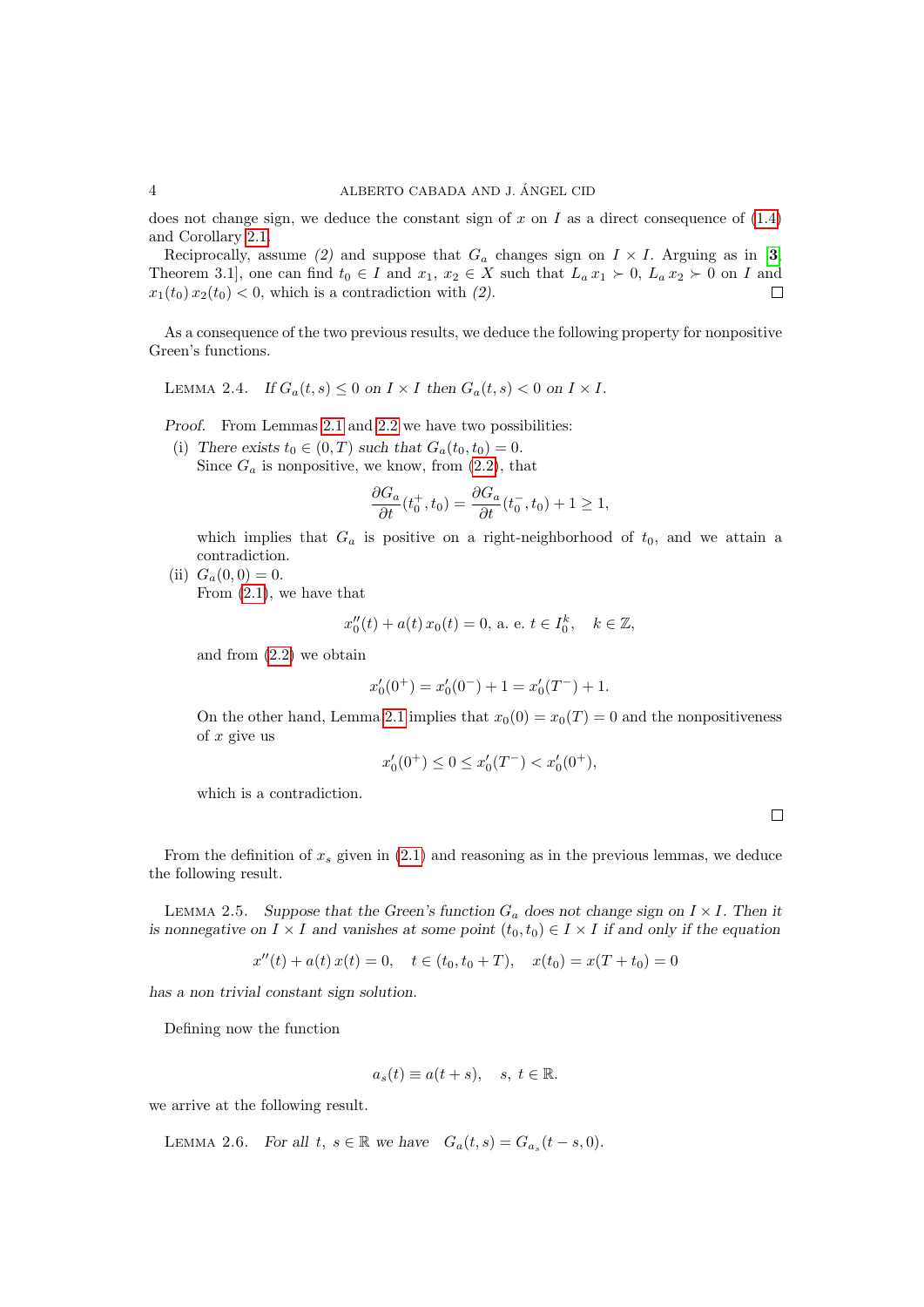does not change sign, we deduce the constant sign of $x$ on $I$ as a direct consequence of (1.4) and Corollary 2.1.

Reciprocally, assume *(2)* and suppose that $G_a$ changes sign on $I \times I$. Arguing as in [3, Theorem 3.1], one can find $t_0 \in I$ and $x_1, x_2 \in X$ such that $L_a x_1 \succ 0$, $L_a x_2 \succ 0$ on $I$ and $x_1(t_0)\, x_2(t_0) < 0$, which is a contradiction with *(2)*. □

As a consequence of the two previous results, we deduce the following property for nonpositive Green's functions.

Lemma 2.4. *If $G_a(t,s) \le 0$ on $I \times I$ then $G_a(t,s) < 0$ on $I \times I$.*

*Proof.* From Lemmas 2.1 and 2.2 we have two possibilities:

(i) *There exists $t_0 \in (0,T)$ such that $G_a(t_0,t_0) = 0$.*
Since $G_a$ is nonpositive, we know, from (2.2), that

$$\frac{\partial G_a}{\partial t}(t_0^+, t_0) = \frac{\partial G_a}{\partial t}(t_0^-, t_0) + 1 \ge 1,$$

which implies that $G_a$ is positive on a right-neighborhood of $t_0$, and we attain a contradiction.

(ii) $G_a(0,0) = 0$.
From (2.1), we have that

$$x_0''(t) + a(t)\, x_0(t) = 0, \text{ a. e. } t \in I_0^k, \quad k \in \mathbb{Z},$$

and from (2.2) we obtain

$$x_0'(0^+) = x_0'(0^-) + 1 = x_0'(T^-) + 1.$$

On the other hand, Lemma 2.1 implies that $x_0(0) = x_0(T) = 0$ and the nonpositiveness of $x$ give us

$$x_0'(0^+) \le 0 \le x_0'(T^-) < x_0'(0^+),$$

which is a contradiction.

□

From the definition of $x_s$ given in (2.1) and reasoning as in the previous lemmas, we deduce the following result.

Lemma 2.5. *Suppose that the Green's function $G_a$ does not change sign on $I \times I$. Then it is nonnegative on $I \times I$ and vanishes at some point $(t_0,t_0) \in I \times I$ if and only if the equation*

$$x''(t) + a(t)\, x(t) = 0, \quad t \in (t_0, t_0 + T), \quad x(t_0) = x(T + t_0) = 0$$

*has a non trivial constant sign solution.*

Defining now the function

$$a_s(t) \equiv a(t+s), \quad s,\ t \in \mathbb{R}.$$

we arrive at the following result.

Lemma 2.6. *For all $t,\ s \in \mathbb{R}$ we have $\; G_a(t,s) = G_{a_s}(t-s, 0)$.*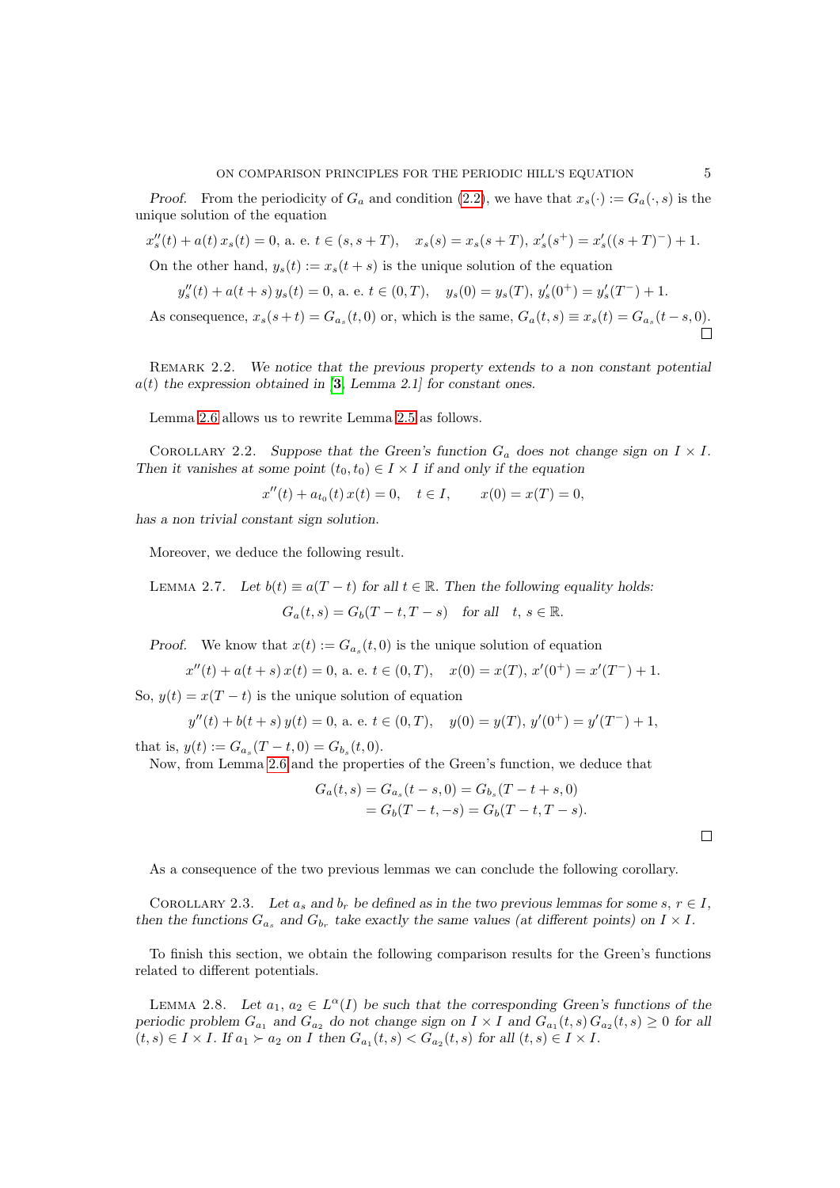*Proof.* From the periodicity of $G_a$ and condition (2.2), we have that $x_s(\cdot) := G_a(\cdot, s)$ is the unique solution of the equation

$$x_s''(t) + a(t)\, x_s(t) = 0, \text{ a. e. } t \in (s, s+T), \quad x_s(s) = x_s(s+T),\; x_s'(s^+) = x_s'((s+T)^-) + 1.$$

On the other hand, $y_s(t) := x_s(t+s)$ is the unique solution of the equation

$$y_s''(t) + a(t+s)\, y_s(t) = 0, \text{ a. e. } t \in (0, T), \quad y_s(0) = y_s(T),\; y_s'(0^+) = y_s'(T^-) + 1.$$

As consequence, $x_s(s+t) = G_{a_s}(t, 0)$ or, which is the same, $G_a(t, s) \equiv x_s(t) = G_{a_s}(t-s, 0)$. □

Remark 2.2. *We notice that the previous property extends to a non constant potential $a(t)$ the expression obtained in [**3**, Lemma 2.1] for constant ones.*

Lemma 2.6 allows us to rewrite Lemma 2.5 as follows.

Corollary 2.2. *Suppose that the Green's function $G_a$ does not change sign on $I \times I$. Then it vanishes at some point $(t_0, t_0) \in I \times I$ if and only if the equation*

$$x''(t) + a_{t_0}(t)\, x(t) = 0, \quad t \in I, \qquad x(0) = x(T) = 0,$$

*has a non trivial constant sign solution.*

Moreover, we deduce the following result.

Lemma 2.7. *Let $b(t) \equiv a(T-t)$ for all $t \in \mathbb{R}$. Then the following equality holds:*

$$G_a(t, s) = G_b(T-t, T-s) \quad \text{for all} \quad t,\, s \in \mathbb{R}.$$

*Proof.* We know that $x(t) := G_{a_s}(t, 0)$ is the unique solution of equation

$$x''(t) + a(t+s)\, x(t) = 0, \text{ a. e. } t \in (0, T), \quad x(0) = x(T),\; x'(0^+) = x'(T^-) + 1.$$

So, $y(t) = x(T-t)$ is the unique solution of equation

$$y''(t) + b(t+s)\, y(t) = 0, \text{ a. e. } t \in (0, T), \quad y(0) = y(T),\; y'(0^+) = y'(T^-) + 1,$$

that is, $y(t) := G_{a_s}(T-t, 0) = G_{b_s}(t, 0)$.

Now, from Lemma 2.6 and the properties of the Green's function, we deduce that

$$\begin{aligned} G_a(t, s) &= G_{a_s}(t-s, 0) = G_{b_s}(T-t+s, 0) \\ &= G_b(T-t, -s) = G_b(T-t, T-s). \end{aligned}$$

□

As a consequence of the two previous lemmas we can conclude the following corollary.

Corollary 2.3. *Let $a_s$ and $b_r$ be defined as in the two previous lemmas for some $s,\, r \in I$, then the functions $G_{a_s}$ and $G_{b_r}$ take exactly the same values (at different points) on $I \times I$.*

To finish this section, we obtain the following comparison results for the Green's functions related to different potentials.

Lemma 2.8. *Let $a_1,\, a_2 \in L^\alpha(I)$ be such that the corresponding Green's functions of the periodic problem $G_{a_1}$ and $G_{a_2}$ do not change sign on $I \times I$ and $G_{a_1}(t, s)\, G_{a_2}(t, s) \geq 0$ for all $(t, s) \in I \times I$. If $a_1 \succ a_2$ on $I$ then $G_{a_1}(t, s) < G_{a_2}(t, s)$ for all $(t, s) \in I \times I$.*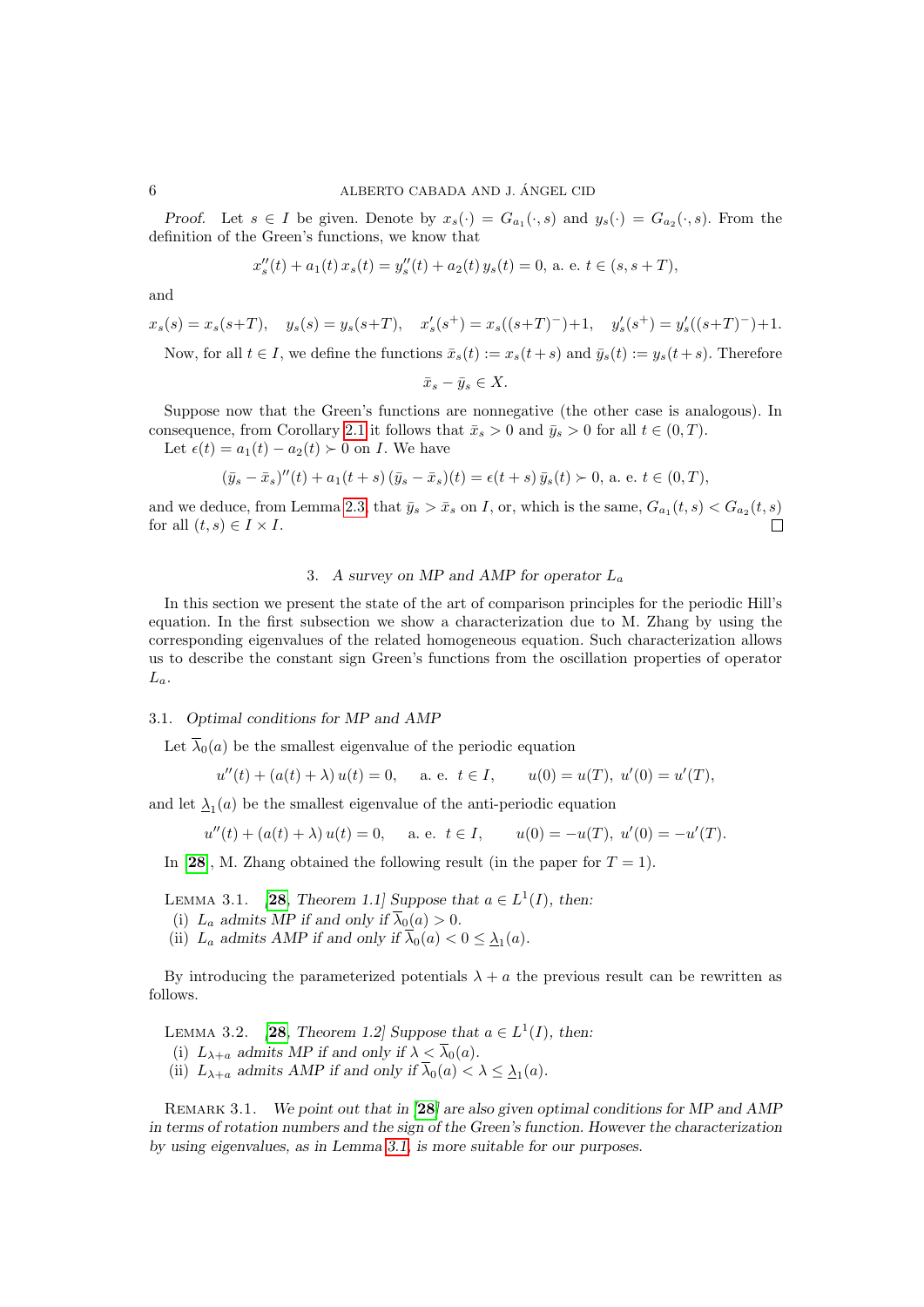*Proof.* Let $s \in I$ be given. Denote by $x_s(\cdot) = G_{a_1}(\cdot, s)$ and $y_s(\cdot) = G_{a_2}(\cdot, s)$. From the definition of the Green's functions, we know that

$$x_s''(t) + a_1(t)\, x_s(t) = y_s''(t) + a_2(t)\, y_s(t) = 0, \text{ a. e. } t \in (s, s+T),$$

and

$$x_s(s) = x_s(s+T), \quad y_s(s) = y_s(s+T), \quad x_s'(s^+) = x_s((s+T)^-)+1, \quad y_s'(s^+) = y_s'((s+T)^-)+1.$$

Now, for all $t \in I$, we define the functions $\bar{x}_s(t) := x_s(t+s)$ and $\bar{y}_s(t) := y_s(t+s)$. Therefore

$$\bar{x}_s - \bar{y}_s \in X.$$

Suppose now that the Green's functions are nonnegative (the other case is analogous). In consequence, from Corollary 2.1 it follows that $\bar{x}_s > 0$ and $\bar{y}_s > 0$ for all $t \in (0, T)$.

Let $\epsilon(t) = a_1(t) - a_2(t) \succ 0$ on $I$. We have

$$(\bar{y}_s - \bar{x}_s)''(t) + a_1(t+s)\,(\bar{y}_s - \bar{x}_s)(t) = \epsilon(t+s)\,\bar{y}_s(t) \succ 0, \text{ a. e. } t \in (0, T),$$

and we deduce, from Lemma 2.3, that $\bar{y}_s > \bar{x}_s$ on $I$, or, which is the same, $G_{a_1}(t, s) < G_{a_2}(t, s)$ for all $(t, s) \in I \times I$. □

## 3. *A survey on MP and AMP for operator $L_a$*

In this section we present the state of the art of comparison principles for the periodic Hill's equation. In the first subsection we show a characterization due to M. Zhang by using the corresponding eigenvalues of the related homogeneous equation. Such characterization allows us to describe the constant sign Green's functions from the oscillation properties of operator $L_a$.

### 3.1. *Optimal conditions for MP and AMP*

Let $\overline{\lambda}_0(a)$ be the smallest eigenvalue of the periodic equation

$$u''(t) + (a(t) + \lambda)\, u(t) = 0, \quad \text{ a. e. } t \in I, \qquad u(0) = u(T),\ u'(0) = u'(T),$$

and let $\underline{\lambda}_1(a)$ be the smallest eigenvalue of the anti-periodic equation

$$u''(t) + (a(t) + \lambda)\, u(t) = 0, \quad \text{ a. e. } t \in I, \qquad u(0) = -u(T),\ u'(0) = -u'(T).$$

In [28], M. Zhang obtained the following result (in the paper for $T = 1$).

**Lemma 3.1.** *[28, Theorem 1.1] Suppose that $a \in L^1(I)$, then:*
*(i) $L_a$ admits MP if and only if $\overline{\lambda}_0(a) > 0$.*
*(ii) $L_a$ admits AMP if and only if $\overline{\lambda}_0(a) < 0 \le \underline{\lambda}_1(a)$.*

By introducing the parameterized potentials $\lambda + a$ the previous result can be rewritten as follows.

**Lemma 3.2.** *[28, Theorem 1.2] Suppose that $a \in L^1(I)$, then:*
*(i) $L_{\lambda+a}$ admits MP if and only if $\lambda < \overline{\lambda}_0(a)$.*
*(ii) $L_{\lambda+a}$ admits AMP if and only if $\overline{\lambda}_0(a) < \lambda \le \underline{\lambda}_1(a)$.*

**Remark 3.1.** *We point out that in [28] are also given optimal conditions for MP and AMP in terms of rotation numbers and the sign of the Green's function. However the characterization by using eigenvalues, as in Lemma 3.1, is more suitable for our purposes.*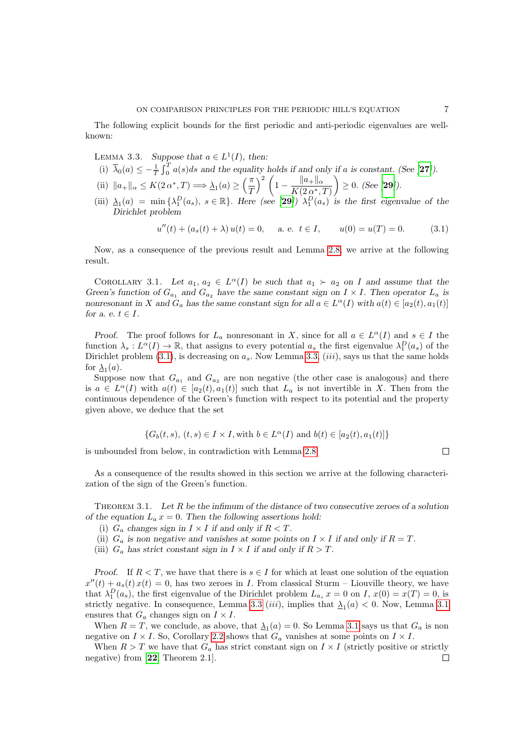The following explicit bounds for the first periodic and anti-periodic eigenvalues are well-known:

LEMMA 3.3. *Suppose that $a \in L^1(I)$, then:*

(i) $\overline{\lambda}_0(a) \le -\frac{1}{T}\int_0^T a(s)ds$ *and the equality holds if and only if $a$ is constant. (See [27]).*

(ii) $\|a_+\|_\alpha \le K(2\,\alpha^*,T) \Longrightarrow \underline{\lambda}_1(a) \ge \left(\frac{\pi}{T}\right)^2 \left(1 - \frac{\|a_+\|_\alpha}{K(2\,\alpha^*,T)}\right) \ge 0$. *(See [29]).*

(iii) $\underline{\lambda}_1(a) = \min\{\lambda_1^D(a_s),\ s \in \mathbb{R}\}$. *Here (see [29]) $\lambda_1^D(a_s)$ is the first eigenvalue of the Dirichlet problem*

$$u''(t) + (a_s(t) + \lambda)\,u(t) = 0, \qquad a.\ e.\ \ t \in I, \qquad u(0) = u(T) = 0. \tag{3.1}$$

Now, as a consequence of the previous result and Lemma 2.8, we arrive at the following result.

COROLLARY 3.1. *Let $a_1,\, a_2 \in L^\alpha(I)$ be such that $a_1 \succ a_2$ on $I$ and assume that the Green's function of $G_{a_1}$ and $G_{a_2}$ have the same constant sign on $I \times I$. Then operator $L_a$ is nonresonant in $X$ and $G_a$ has the same constant sign for all $a \in L^\alpha(I)$ with $a(t) \in [a_2(t), a_1(t)]$ for a. e. $t \in I$.*

*Proof.* The proof follows for $L_a$ nonresonant in $X$, since for all $a \in L^\alpha(I)$ and $s \in I$ the function $\lambda_s : L^\alpha(I) \to \mathbb{R}$, that assigns to every potential $a_s$ the first eigenvalue $\lambda_1^D(a_s)$ of the Dirichlet problem (3.1), is decreasing on $a_s$. Now Lemma 3.3, $(iii)$, says us that the same holds for $\underline{\lambda}_1(a)$.

Suppose now that $G_{a_1}$ and $G_{a_2}$ are non negative (the other case is analogous) and there is $a \in L^\alpha(I)$ with $a(t) \in [a_2(t), a_1(t)]$ such that $L_a$ is not invertible in $X$. Then from the continuous dependence of the Green's function with respect to its potential and the property given above, we deduce that the set

$$\{G_b(t,s),\ (t,s) \in I \times I, \text{with } b \in L^\alpha(I) \text{ and } b(t) \in [a_2(t), a_1(t)]\}$$

is unbounded from below, in contradiction with Lemma 2.8. □

As a consequence of the results showed in this section we arrive at the following characterization of the sign of the Green's function.

THEOREM 3.1. *Let $R$ be the infimum of the distance of two consecutive zeroes of a solution of the equation $L_a\,x = 0$. Then the following assertions hold:*

(i) *$G_a$ changes sign in $I \times I$ if and only if $R < T$.*

(ii) *$G_a$ is non negative and vanishes at some points on $I \times I$ if and only if $R = T$.*

(iii) *$G_a$ has strict constant sign in $I \times I$ if and only if $R > T$.*

*Proof.* If $R < T$, we have that there is $s \in I$ for which at least one solution of the equation $x''(t) + a_s(t)\,x(t) = 0$, has two zeroes in $I$. From classical Sturm – Liouville theory, we have that $\lambda_1^D(a_s)$, the first eigenvalue of the Dirichlet problem $L_{a_s}\,x = 0$ on $I$, $x(0) = x(T) = 0$, is strictly negative. In consequence, Lemma 3.3 $(iii)$, implies that $\underline{\lambda}_1(a) < 0$. Now, Lemma 3.1 ensures that $G_a$ changes sign on $I \times I$.

When $R = T$, we conclude, as above, that $\underline{\lambda}_1(a) = 0$. So Lemma 3.1 says us that $G_a$ is non negative on $I \times I$. So, Corollary 2.2 shows that $G_a$ vanishes at some points on $I \times I$.

When $R > T$ we have that $G_a$ has strict constant sign on $I \times I$ (strictly positive or strictly negative) from [22, Theorem 2.1]. □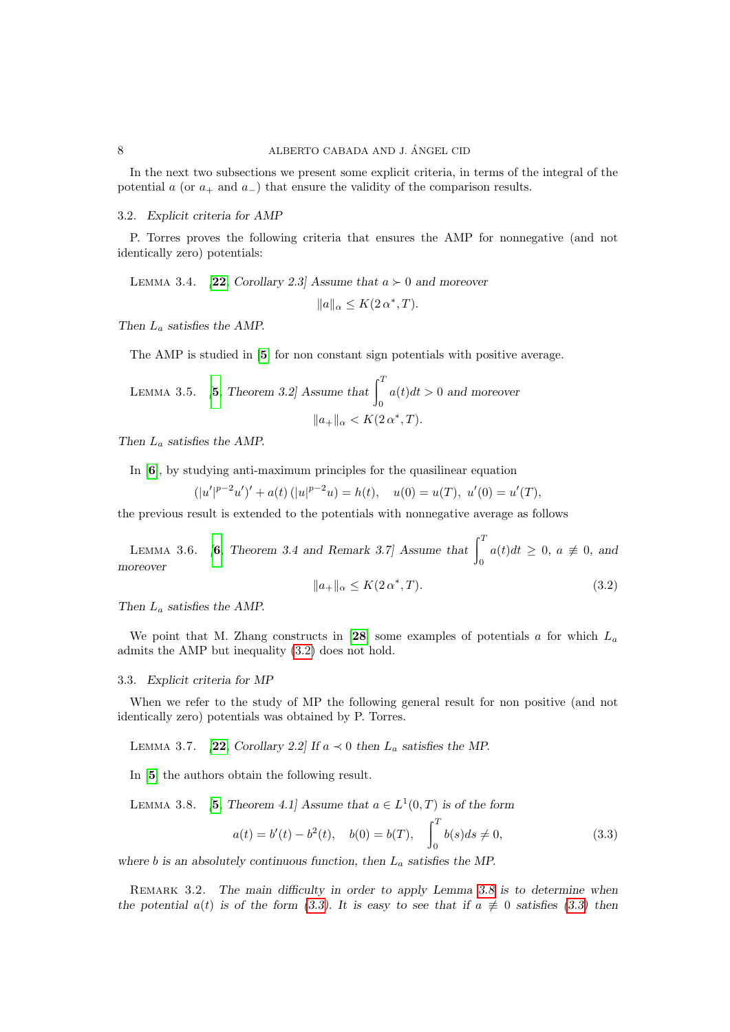In the next two subsections we present some explicit criteria, in terms of the integral of the potential $a$ (or $a_+$ and $a_-$) that ensure the validity of the comparison results.

### 3.2. *Explicit criteria for AMP*

P. Torres proves the following criteria that ensures the AMP for nonnegative (and not identically zero) potentials:

LEMMA 3.4. *[**22**, Corollary 2.3] Assume that $a \succ 0$ and moreover*

$$\|a\|_\alpha \le K(2\,\alpha^*, T).$$

*Then $L_a$ satisfies the AMP.*

The AMP is studied in [**5**] for non constant sign potentials with positive average.

LEMMA 3.5. *[**5**, Theorem 3.2] Assume that $\int_0^T a(t)dt > 0$ and moreover*

$$\|a_+\|_\alpha < K(2\,\alpha^*, T).$$

*Then $L_a$ satisfies the AMP.*

In [**6**], by studying anti-maximum principles for the quasilinear equation

$$(|u'|^{p-2}u')' + a(t)\,(|u|^{p-2}u) = h(t), \quad u(0) = u(T),\ u'(0) = u'(T),$$

the previous result is extended to the potentials with nonnegative average as follows

LEMMA 3.6. *[**6**, Theorem 3.4 and Remark 3.7] Assume that $\int_0^T a(t)dt \ge 0$, $a \not\equiv 0$, and moreover*

$$\|a_+\|_\alpha \le K(2\,\alpha^*, T). \tag{3.2}$$

*Then $L_a$ satisfies the AMP.*

We point that M. Zhang constructs in [**28**] some examples of potentials $a$ for which $L_a$ admits the AMP but inequality (3.2) does not hold.

### 3.3. *Explicit criteria for MP*

When we refer to the study of MP the following general result for non positive (and not identically zero) potentials was obtained by P. Torres.

LEMMA 3.7. *[**22**, Corollary 2.2] If $a \prec 0$ then $L_a$ satisfies the MP.*

In [**5**] the authors obtain the following result.

LEMMA 3.8. *[**5**, Theorem 4.1] Assume that $a \in L^1(0,T)$ is of the form*

$$a(t) = b'(t) - b^2(t), \quad b(0) = b(T), \quad \int_0^T b(s)ds \ne 0, \tag{3.3}$$

*where $b$ is an absolutely continuous function, then $L_a$ satisfies the MP.*

REMARK 3.2. *The main difficulty in order to apply Lemma 3.8 is to determine when the potential $a(t)$ is of the form (3.3). It is easy to see that if $a \not\equiv 0$ satisfies (3.3) then*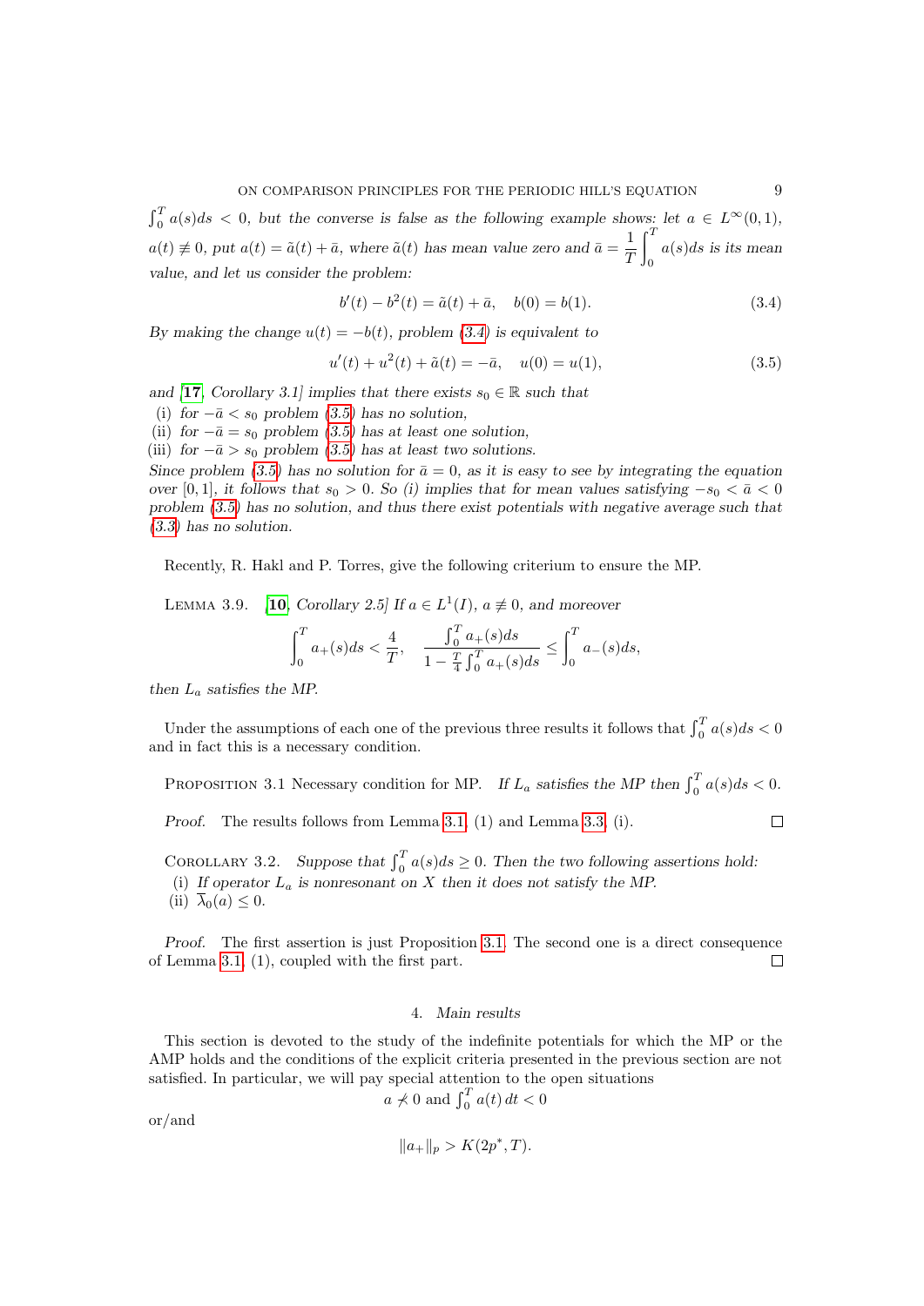$\int_0^T a(s)ds < 0$, *but the converse is false as the following example shows: let* $a \in L^\infty(0,1)$, $a(t) \not\equiv 0$, *put* $a(t) = \tilde{a}(t) + \bar{a}$, *where* $\tilde{a}(t)$ *has mean value zero and* $\bar{a} = \dfrac{1}{T}\displaystyle\int_0^T a(s)ds$ *is its mean value, and let us consider the problem:*

$$b'(t) - b^2(t) = \tilde{a}(t) + \bar{a}, \quad b(0) = b(1). \tag{3.4}$$

*By making the change* $u(t) = -b(t)$, *problem* (3.4) *is equivalent to*

$$u'(t) + u^2(t) + \tilde{a}(t) = -\bar{a}, \quad u(0) = u(1), \tag{3.5}$$

*and* [**17**, *Corollary 3.1*] *implies that there exists* $s_0 \in \mathbb{R}$ *such that*

(i) *for* $-\bar{a} < s_0$ *problem* (3.5) *has no solution,*
(ii) *for* $-\bar{a} = s_0$ *problem* (3.5) *has at least one solution,*
(iii) *for* $-\bar{a} > s_0$ *problem* (3.5) *has at least two solutions.*

*Since problem* (3.5) *has no solution for* $\bar{a} = 0$, *as it is easy to see by integrating the equation over* $[0,1]$, *it follows that* $s_0 > 0$. *So (i) implies that for mean values satisfying* $-s_0 < \bar{a} < 0$ *problem* (3.5) *has no solution, and thus there exist potentials with negative average such that* (3.3) *has no solution.*

Recently, R. Hakl and P. Torres, give the following criterium to ensure the MP.

Lemma 3.9. [**10**, *Corollary 2.5*] *If* $a \in L^1(I)$, $a \not\equiv 0$, *and moreover*

$$\int_0^T a_+(s)ds < \frac{4}{T}, \quad \frac{\int_0^T a_+(s)ds}{1 - \frac{T}{4}\int_0^T a_+(s)ds} \le \int_0^T a_-(s)ds,$$

*then* $L_a$ *satisfies the MP.*

Under the assumptions of each one of the previous three results it follows that $\int_0^T a(s)ds < 0$ and in fact this is a necessary condition.

Proposition 3.1 Necessary condition for MP. *If* $L_a$ *satisfies the MP then* $\int_0^T a(s)ds < 0$.

*Proof.* The results follows from Lemma 3.1, (1) and Lemma 3.3, (i). □

Corollary 3.2. *Suppose that* $\int_0^T a(s)ds \ge 0$. *Then the two following assertions hold:*

(i) *If operator* $L_a$ *is nonresonant on* $X$ *then it does not satisfy the MP.*
(ii) $\overline{\lambda}_0(a) \le 0$.

*Proof.* The first assertion is just Proposition 3.1. The second one is a direct consequence of Lemma 3.1, (1), coupled with the first part. □

## 4. *Main results*

This section is devoted to the study of the indefinite potentials for which the MP or the AMP holds and the conditions of the explicit criteria presented in the previous section are not satisfied. In particular, we will pay special attention to the open situations

$$a \not\prec 0 \text{ and } \int_0^T a(t)\,dt < 0$$

or/and

$$\|a_+\|_p > K(2p^*, T).$$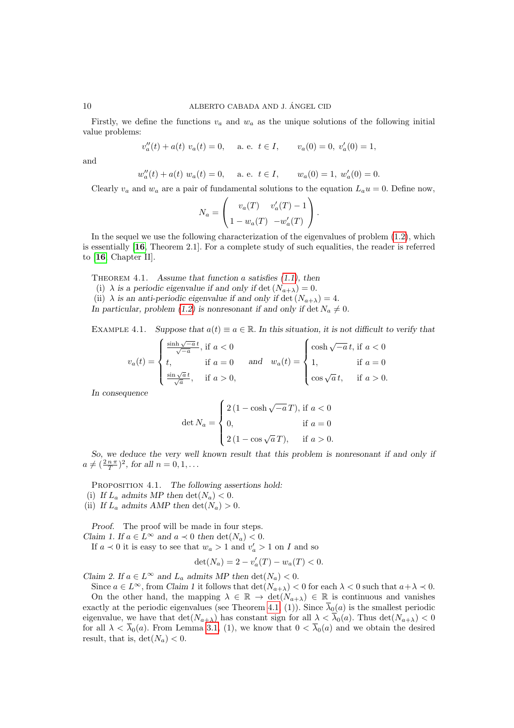Firstly, we define the functions $v_a$ and $w_a$ as the unique solutions of the following initial value problems:

$$v_a''(t) + a(t)\, v_a(t) = 0, \quad \text{a. e. } t \in I, \qquad v_a(0) = 0,\ v_a'(0) = 1,$$

and

$$w_a''(t) + a(t)\, w_a(t) = 0, \quad \text{a. e. } t \in I, \qquad w_a(0) = 1,\ w_a'(0) = 0.$$

Clearly $v_a$ and $w_a$ are a pair of fundamental solutions to the equation $L_a u = 0$. Define now,

$$N_a = \begin{pmatrix} v_a(T) & v_a'(T) - 1 \\ 1 - w_a(T) & -w_a'(T) \end{pmatrix}.$$

In the sequel we use the following characterization of the eigenvalues of problem (1.2), which is essentially [**16**, Theorem 2.1]. For a complete study of such equalities, the reader is referred to [**16**, Chapter II].

Theorem 4.1. *Assume that function $a$ satisfies (1.1), then*
(i) *$\lambda$ is a periodic eigenvalue if and only if $\det(N_{a+\lambda}) = 0$.*
(ii) *$\lambda$ is an anti-periodic eigenvalue if and only if $\det(N_{a+\lambda}) = 4$.*
*In particular, problem (1.2) is nonresonant if and only if $\det N_a \neq 0$.*

Example 4.1. *Suppose that $a(t) \equiv a \in \mathbb{R}$. In this situation, it is not difficult to verify that*

$$v_a(t) = \begin{cases} \frac{\sinh \sqrt{-a}\, t}{\sqrt{-a}}, & \text{if } a < 0 \\ t, & \text{if } a = 0 \\ \frac{\sin \sqrt{a}\, t}{\sqrt{a}}, & \text{if } a > 0, \end{cases} \quad \text{and} \quad w_a(t) = \begin{cases} \cosh \sqrt{-a}\, t, & \text{if } a < 0 \\ 1, & \text{if } a = 0 \\ \cos \sqrt{a}\, t, & \text{if } a > 0. \end{cases}$$

*In consequence*

$$\det N_a = \begin{cases} 2\,(1 - \cosh \sqrt{-a}\, T), & \text{if } a < 0 \\ 0, & \text{if } a = 0 \\ 2\,(1 - \cos \sqrt{a}\, T), & \text{if } a > 0. \end{cases}$$

*So, we deduce the very well known result that this problem is nonresonant if and only if $a \neq (\frac{2\,n\,\pi}{T})^2$, for all $n = 0, 1, \ldots$*

Proposition 4.1. *The following assertions hold:*
(i) *If $L_a$ admits MP then $\det(N_a) < 0$.*
(ii) *If $L_a$ admits AMP then $\det(N_a) > 0$.*

*Proof.* The proof will be made in four steps.
*Claim 1. If $a \in L^\infty$ and $a \prec 0$ then $\det(N_a) < 0$.*

If $a \prec 0$ it is easy to see that $w_a > 1$ and $v_a' > 1$ on $I$ and so

$$\det(N_a) = 2 - v_a'(T) - w_a(T) < 0.$$

*Claim 2. If $a \in L^\infty$ and $L_a$ admits MP then $\det(N_a) < 0$.*

Since $a \in L^\infty$, from *Claim 1* it follows that $\det(N_{a+\lambda}) < 0$ for each $\lambda < 0$ such that $a + \lambda \prec 0$.

On the other hand, the mapping $\lambda \in \mathbb{R} \to \det(N_{a+\lambda}) \in \mathbb{R}$ is continuous and vanishes exactly at the periodic eigenvalues (see Theorem 4.1, (1)). Since $\overline{\lambda}_0(a)$ is the smallest periodic eigenvalue, we have that $\det(N_{a+\lambda})$ has constant sign for all $\lambda < \overline{\lambda}_0(a)$. Thus $\det(N_{a+\lambda}) < 0$ for all $\lambda < \overline{\lambda}_0(a)$. From Lemma 3.1, (1), we know that $0 < \overline{\lambda}_0(a)$ and we obtain the desired result, that is, $\det(N_a) < 0$.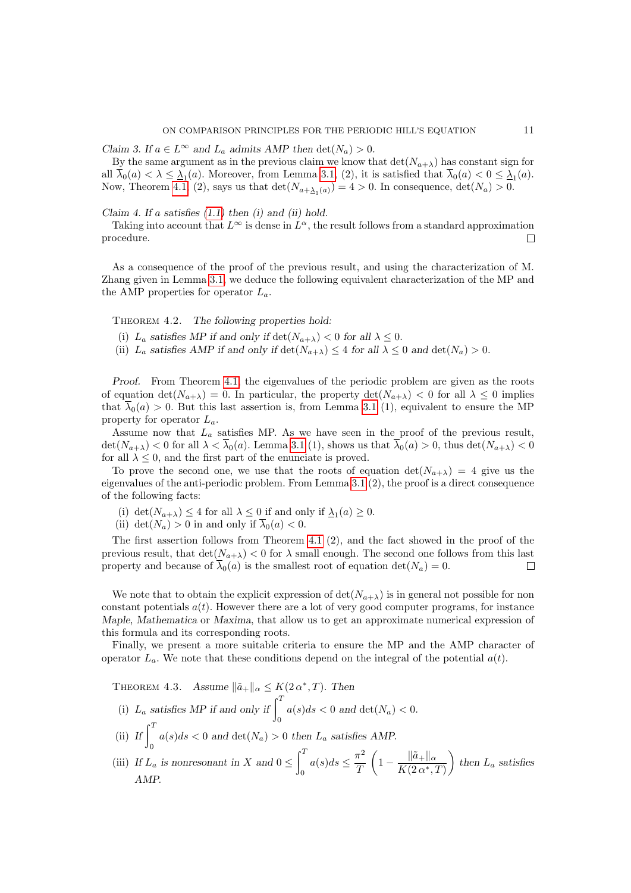*Claim 3. If $a \in L^\infty$ and $L_a$ admits AMP then $\det(N_a) > 0$.*

By the same argument as in the previous claim we know that $\det(N_{a+\lambda})$ has constant sign for all $\overline{\lambda}_0(a) < \lambda \le \underline{\lambda}_1(a)$. Moreover, from Lemma 3.1, (2), it is satisfied that $\overline{\lambda}_0(a) < 0 \le \underline{\lambda}_1(a)$. Now, Theorem 4.1, (2), says us that $\det(N_{a+\underline{\lambda}_1(a)}) = 4 > 0$. In consequence, $\det(N_a) > 0$.

*Claim 4. If $a$ satisfies (1.1) then (i) and (ii) hold.*

Taking into account that $L^\infty$ is dense in $L^\alpha$, the result follows from a standard approximation procedure. □

As a consequence of the proof of the previous result, and using the characterization of M. Zhang given in Lemma 3.1, we deduce the following equivalent characterization of the MP and the AMP properties for operator $L_a$.

Theorem 4.2. *The following properties hold:*

- (i) *$L_a$ satisfies MP if and only if $\det(N_{a+\lambda}) < 0$ for all $\lambda \le 0$.*
- (ii) *$L_a$ satisfies AMP if and only if $\det(N_{a+\lambda}) \le 4$ for all $\lambda \le 0$ and $\det(N_a) > 0$.*

*Proof.* From Theorem 4.1, the eigenvalues of the periodic problem are given as the roots of equation $\det(N_{a+\lambda}) = 0$. In particular, the property $\det(N_{a+\lambda}) < 0$ for all $\lambda \le 0$ implies that $\overline{\lambda}_0(a) > 0$. But this last assertion is, from Lemma 3.1 (1), equivalent to ensure the MP property for operator $L_a$.

Assume now that $L_a$ satisfies MP. As we have seen in the proof of the previous result, $\det(N_{a+\lambda}) < 0$ for all $\lambda < \overline{\lambda}_0(a)$. Lemma 3.1 (1), shows us that $\overline{\lambda}_0(a) > 0$, thus $\det(N_{a+\lambda}) < 0$ for all $\lambda \le 0$, and the first part of the enunciate is proved.

To prove the second one, we use that the roots of equation $\det(N_{a+\lambda}) = 4$ give us the eigenvalues of the anti-periodic problem. From Lemma 3.1 (2), the proof is a direct consequence of the following facts:

- (i) $\det(N_{a+\lambda}) \le 4$ for all $\lambda \le 0$ if and only if $\underline{\lambda}_1(a) \ge 0$.
- (ii) $\det(N_a) > 0$ in and only if $\overline{\lambda}_0(a) < 0$.

The first assertion follows from Theorem 4.1 (2), and the fact showed in the proof of the previous result, that $\det(N_{a+\lambda}) < 0$ for $\lambda$ small enough. The second one follows from this last property and because of $\overline{\lambda}_0(a)$ is the smallest root of equation $\det(N_a) = 0$. □

We note that to obtain the explicit expression of $\det(N_{a+\lambda})$ is in general not possible for non constant potentials $a(t)$. However there are a lot of very good computer programs, for instance *Maple*, *Mathematica* or *Maxima*, that allow us to get an approximate numerical expression of this formula and its corresponding roots.

Finally, we present a more suitable criteria to ensure the MP and the AMP character of operator $L_a$. We note that these conditions depend on the integral of the potential $a(t)$.

Theorem 4.3. *Assume $\|\tilde{a}_+\|_\alpha \le K(2\,\alpha^*, T)$. Then*

- (i) *$L_a$ satisfies MP if and only if $\displaystyle\int_0^T a(s)ds < 0$ and $\det(N_a) < 0$.*
- (ii) *If $\displaystyle\int_0^T a(s)ds < 0$ and $\det(N_a) > 0$ then $L_a$ satisfies AMP.*
- (iii) *If $L_a$ is nonresonant in $X$ and $\displaystyle 0 \le \int_0^T a(s)ds \le \frac{\pi^2}{T}\left(1 - \frac{\|\tilde{a}_+\|_\alpha}{K(2\,\alpha^*, T)}\right)$ then $L_a$ satisfies AMP.*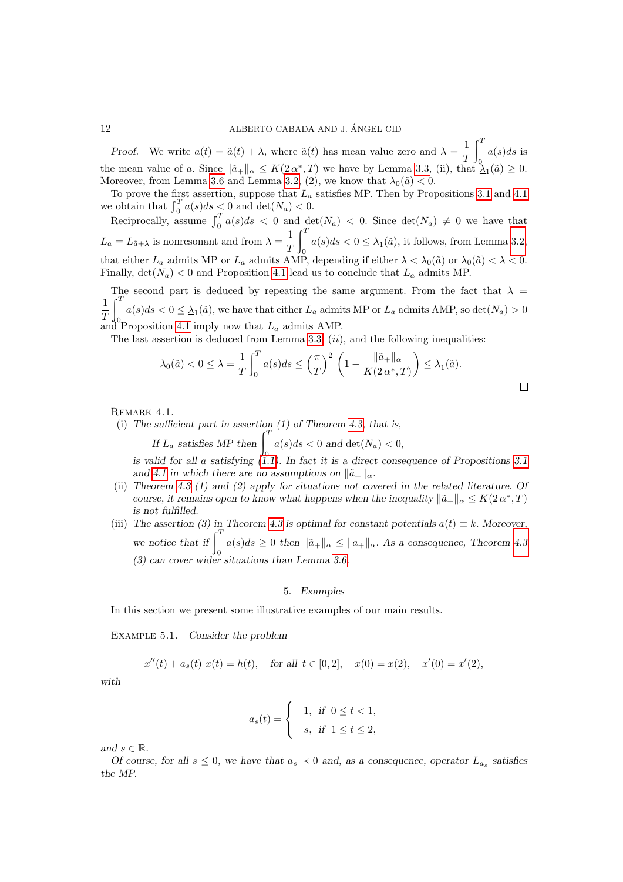*Proof.* We write $a(t) = \tilde{a}(t) + \lambda$, where $\tilde{a}(t)$ has mean value zero and $\lambda = \dfrac{1}{T}\displaystyle\int_0^T a(s)ds$ is the mean value of $a$. Since $\|\tilde{a}_+\|_\alpha \leq K(2\,\alpha^*, T)$ we have by Lemma 3.3, (ii), that $\underline{\lambda}_1(\tilde{a}) \geq 0$. Moreover, from Lemma 3.6 and Lemma 3.2, (2), we know that $\overline{\lambda}_0(\tilde{a}) < 0$.

To prove the first assertion, suppose that $L_a$ satisfies MP. Then by Propositions 3.1 and 4.1 we obtain that $\int_0^T a(s)ds < 0$ and $\det(N_a) < 0$.

Reciprocally, assume $\int_0^T a(s)ds < 0$ and $\det(N_a) < 0$. Since $\det(N_a) \neq 0$ we have that $L_a = L_{\tilde{a}+\lambda}$ is nonresonant and from $\lambda = \dfrac{1}{T}\displaystyle\int_0^T a(s)ds < 0 \leq \underline{\lambda}_1(\tilde{a})$, it follows, from Lemma 3.2, that either $L_a$ admits MP or $L_a$ admits AMP, depending if either $\lambda < \overline{\lambda}_0(\tilde{a})$ or $\overline{\lambda}_0(\tilde{a}) < \lambda < 0$. Finally, $\det(N_a) < 0$ and Proposition 4.1 lead us to conclude that $L_a$ admits MP.

The second part is deduced by repeating the same argument. From the fact that $\lambda = \dfrac{1}{T}\displaystyle\int_0^T a(s)ds < 0 \leq \underline{\lambda}_1(\tilde{a})$, we have that either $L_a$ admits MP or $L_a$ admits AMP, so $\det(N_a) > 0$ and Proposition 4.1 imply now that $L_a$ admits AMP.

The last assertion is deduced from Lemma 3.3, $(ii)$, and the following inequalities:

$$\overline{\lambda}_0(\tilde{a}) < 0 \leq \lambda = \frac{1}{T}\int_0^T a(s)ds \leq \left(\frac{\pi}{T}\right)^2 \left(1 - \frac{\|\tilde{a}_+\|_\alpha}{K(2\,\alpha^*, T)}\right) \leq \underline{\lambda}_1(\tilde{a}).$$

$\square$

Remark 4.1.

(i) *The sufficient part in assertion (1) of Theorem 4.3, that is,*

*If $L_a$ satisfies MP then $\displaystyle\int_0^T a(s)ds < 0$ and $\det(N_a) < 0$,*

*is valid for all $a$ satisfying (1.1). In fact it is a direct consequence of Propositions 3.1 and 4.1 in which there are no assumptions on $\|\tilde{a}_+\|_\alpha$.*

(ii) *Theorem 4.3 (1) and (2) apply for situations not covered in the related literature. Of course, it remains open to know what happens when the inequality $\|\tilde{a}_+\|_\alpha \leq K(2\,\alpha^*, T)$ is not fulfilled.*

(iii) *The assertion (3) in Theorem 4.3 is optimal for constant potentials $a(t) \equiv k$. Moreover, we notice that if $\displaystyle\int_0^T a(s)ds \geq 0$ then $\|\tilde{a}_+\|_\alpha \leq \|a_+\|_\alpha$. As a consequence, Theorem 4.3 (3) can cover wider situations than Lemma 3.6.*

## 5. *Examples*

In this section we present some illustrative examples of our main results.

Example 5.1. *Consider the problem*

$$x''(t) + a_s(t)\; x(t) = h(t), \quad \text{for all } t \in [0, 2], \quad x(0) = x(2), \quad x'(0) = x'(2),$$

*with*

$$a_s(t) = \begin{cases} -1, & \text{if } 0 \leq t < 1, \\ \;\; s, & \text{if } 1 \leq t \leq 2, \end{cases}$$

*and $s \in \mathbb{R}$.*

*Of course, for all $s \leq 0$, we have that $a_s \prec 0$ and, as a consequence, operator $L_{a_s}$ satisfies the MP.*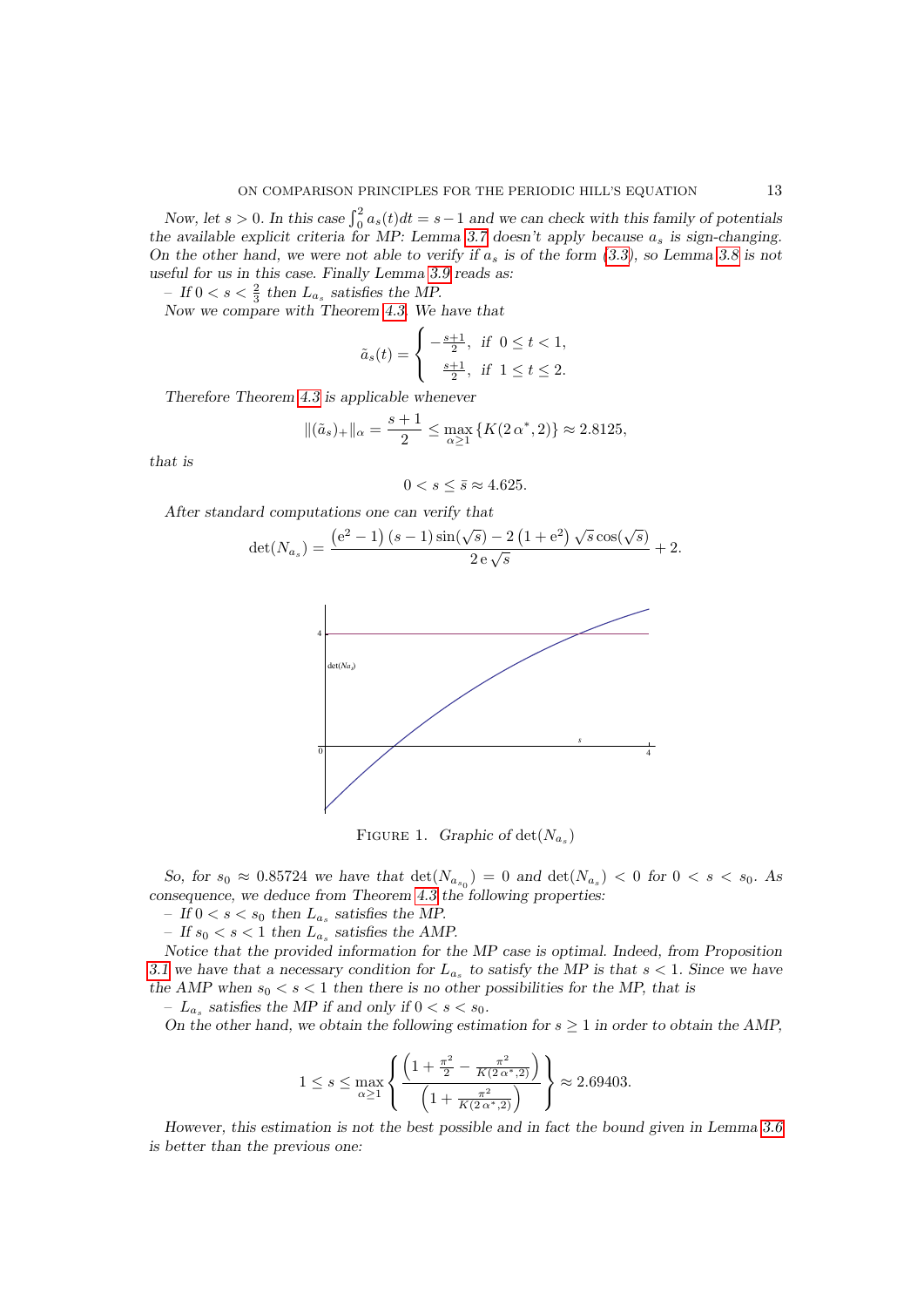*Now, let $s > 0$. In this case $\int_0^2 a_s(t)dt = s-1$ and we can check with this family of potentials the available explicit criteria for MP: Lemma 3.7 doesn't apply because $a_s$ is sign-changing. On the other hand, we were not able to verify if $a_s$ is of the form (3.3), so Lemma 3.8 is not useful for us in this case. Finally Lemma 3.9 reads as:*

– *If $0 < s < \frac{2}{3}$ then $L_{a_s}$ satisfies the MP.*

*Now we compare with Theorem 4.3. We have that*

$$\tilde{a}_s(t) = \begin{cases} -\frac{s+1}{2}, & \text{if } 0 \leq t < 1, \\ \frac{s+1}{2}, & \text{if } 1 \leq t \leq 2. \end{cases}$$

*Therefore Theorem 4.3 is applicable whenever*

$$\|(\tilde{a}_s)_+\|_\alpha = \frac{s+1}{2} \leq \max_{\alpha \geq 1} \{K(2\,\alpha^*, 2)\} \approx 2.8125,$$

*that is*

$$0 < s \leq \bar{s} \approx 4.625.$$

*After standard computations one can verify that*

$$\det(N_{a_s}) = \frac{\left(e^2-1\right)(s-1)\sin(\sqrt{s}) - 2\left(1+e^2\right)\sqrt{s}\cos(\sqrt{s})}{2\,e\,\sqrt{s}} + 2.$$

FIGURE 1. *Graphic of $\det(N_{a_s})$*

*So, for $s_0 \approx 0.85724$ we have that $\det(N_{a_{s_0}}) = 0$ and $\det(N_{a_s}) < 0$ for $0 < s < s_0$. As consequence, we deduce from Theorem 4.3 the following properties:*

– *If $0 < s < s_0$ then $L_{a_s}$ satisfies the MP.*

– *If $s_0 < s < 1$ then $L_{a_s}$ satisfies the AMP.*

*Notice that the provided information for the MP case is optimal. Indeed, from Proposition 3.1 we have that a necessary condition for $L_{a_s}$ to satisfy the MP is that $s < 1$. Since we have the AMP when $s_0 < s < 1$ then there is no other possibilities for the MP, that is*

– *$L_{a_s}$ satisfies the MP if and only if $0 < s < s_0$.*

*On the other hand, we obtain the following estimation for $s \geq 1$ in order to obtain the AMP,*

$$1 \leq s \leq \max_{\alpha \geq 1} \left\{ \frac{\left(1 + \frac{\pi^2}{2} - \frac{\pi^2}{K(2\,\alpha^*,2)}\right)}{\left(1 + \frac{\pi^2}{K(2\,\alpha^*,2)}\right)} \right\} \approx 2.69403.$$

*However, this estimation is not the best possible and in fact the bound given in Lemma 3.6 is better than the previous one:*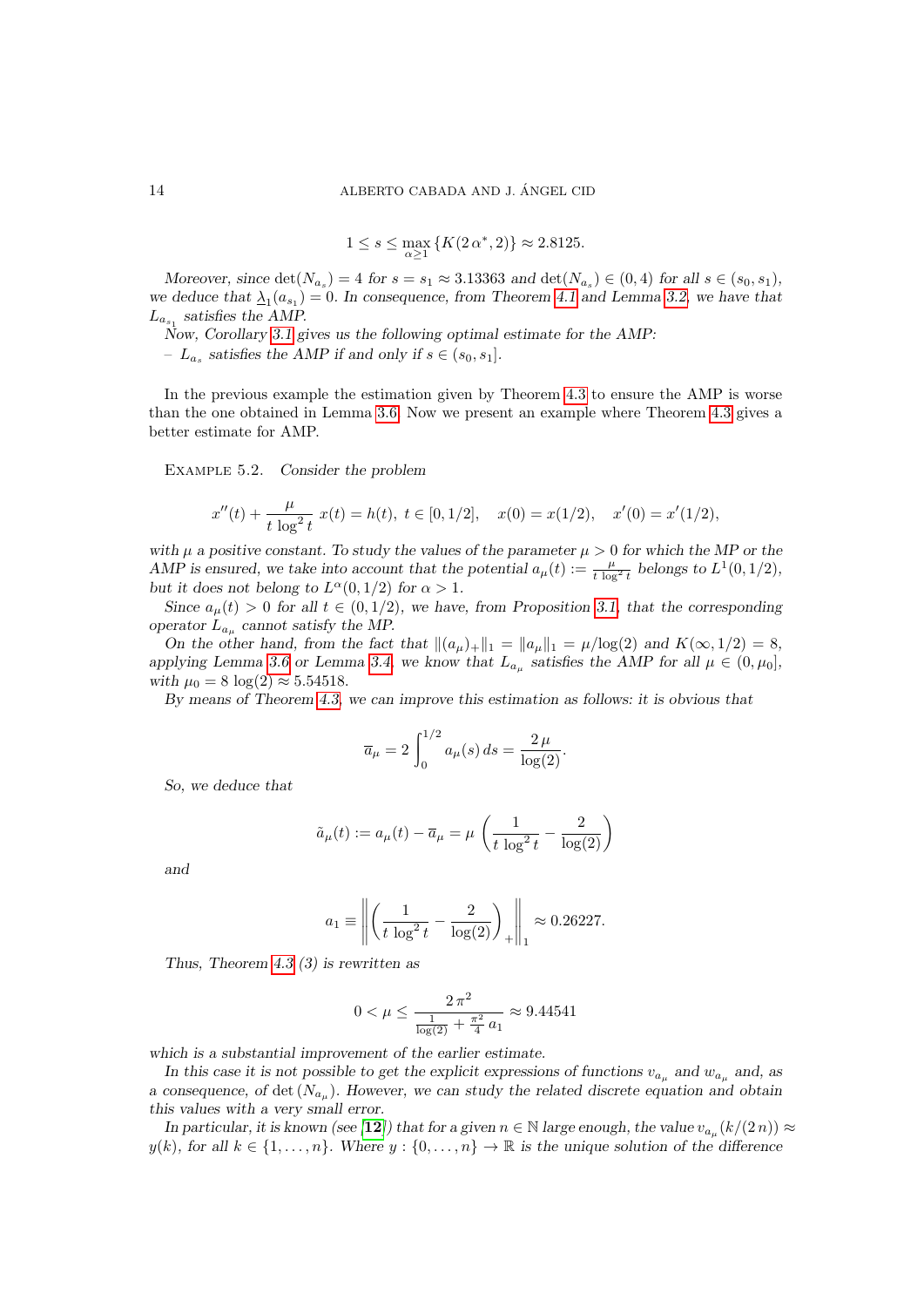$$1 \leq s \leq \max_{\alpha \geq 1} \{K(2\,\alpha^*, 2)\} \approx 2.8125.$$

*Moreover, since* $\det(N_{a_s}) = 4$ *for* $s = s_1 \approx 3.13363$ *and* $\det(N_{a_s}) \in (0, 4)$ *for all* $s \in (s_0, s_1)$*, we deduce that* $\underline{\lambda}_1(a_{s_1}) = 0$*. In consequence, from Theorem 4.1 and Lemma 3.2, we have that* $L_{a_{s_1}}$ *satisfies the AMP.*

*Now, Corollary 3.1 gives us the following optimal estimate for the AMP:*

*–* $L_{a_s}$ *satisfies the AMP if and only if* $s \in (s_0, s_1]$*.*

In the previous example the estimation given by Theorem 4.3 to ensure the AMP is worse than the one obtained in Lemma 3.6. Now we present an example where Theorem 4.3 gives a better estimate for AMP.

Example 5.2. *Consider the problem*

$$x''(t) + \frac{\mu}{t\,\log^2 t}\,x(t) = h(t),\ t \in [0, 1/2], \quad x(0) = x(1/2), \quad x'(0) = x'(1/2),$$

*with* $\mu$ *a positive constant. To study the values of the parameter* $\mu > 0$ *for which the MP or the AMP is ensured, we take into account that the potential* $a_\mu(t) := \frac{\mu}{t\,\log^2 t}$ *belongs to* $L^1(0, 1/2)$*, but it does not belong to* $L^\alpha(0, 1/2)$ *for* $\alpha > 1$*.*

*Since* $a_\mu(t) > 0$ *for all* $t \in (0, 1/2)$*, we have, from Proposition 3.1, that the corresponding operator* $L_{a_\mu}$ *cannot satisfy the MP.*

*On the other hand, from the fact that* $\|(a_\mu)_+\|_1 = \|a_\mu\|_1 = \mu/\log(2)$ *and* $K(\infty, 1/2) = 8$*, applying Lemma 3.6 or Lemma 3.4, we know that* $L_{a_\mu}$ *satisfies the AMP for all* $\mu \in (0, \mu_0]$*, with* $\mu_0 = 8\,\log(2) \approx 5.54518$*.*

*By means of Theorem 4.3, we can improve this estimation as follows: it is obvious that*

$$\overline{a}_\mu = 2\int_0^{1/2} a_\mu(s)\,ds = \frac{2\,\mu}{\log(2)}.$$

*So, we deduce that*

$$\tilde{a}_\mu(t) := a_\mu(t) - \overline{a}_\mu = \mu\left(\frac{1}{t\,\log^2 t} - \frac{2}{\log(2)}\right)$$

*and*

$$a_1 \equiv \left\|\left(\frac{1}{t\,\log^2 t} - \frac{2}{\log(2)}\right)_+\right\|_1 \approx 0.26227.$$

*Thus, Theorem 4.3 (3) is rewritten as*

$$0 < \mu \leq \frac{2\,\pi^2}{\frac{1}{\log(2)} + \frac{\pi^2}{4}\,a_1} \approx 9.44541$$

*which is a substantial improvement of the earlier estimate.*

*In this case it is not possible to get the explicit expressions of functions* $v_{a_\mu}$ *and* $w_{a_\mu}$ *and, as a consequence, of* $\det(N_{a_\mu})$*. However, we can study the related discrete equation and obtain this values with a very small error.*

*In particular, it is known (see [12]) that for a given* $n \in \mathbb{N}$ *large enough, the value* $v_{a_\mu}(k/(2\,n)) \approx y(k)$*, for all* $k \in \{1, \ldots, n\}$*. Where* $y : \{0, \ldots, n\} \to \mathbb{R}$ *is the unique solution of the difference*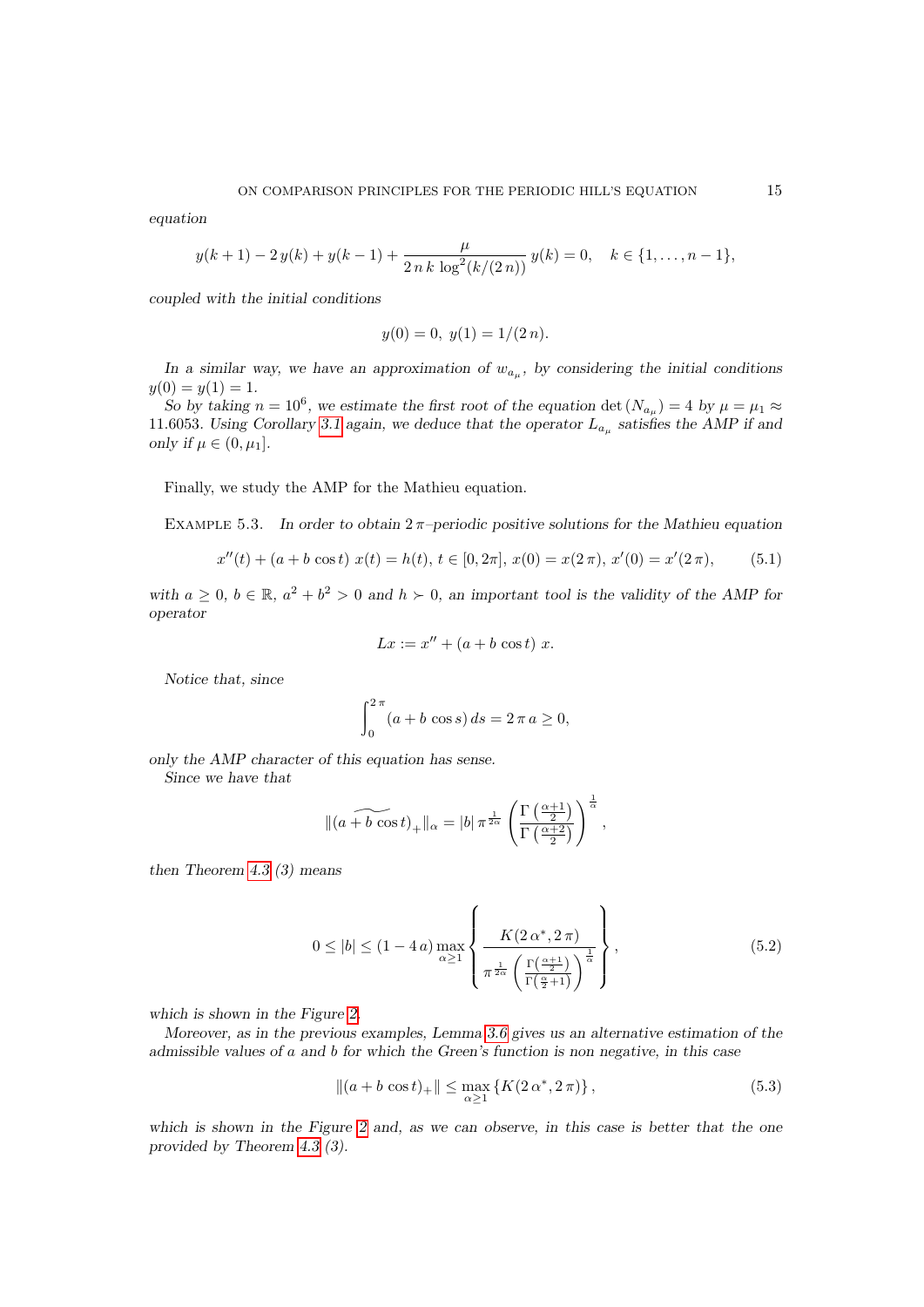*equation*

$$y(k+1) - 2\,y(k) + y(k-1) + \frac{\mu}{2\,n\,k\,\log^2(k/(2\,n))}\,y(k) = 0, \quad k \in \{1,\dots,n-1\},$$

*coupled with the initial conditions*

$$y(0) = 0,\ y(1) = 1/(2\,n).$$

*In a similar way, we have an approximation of $w_{a_\mu}$, by considering the initial conditions $y(0) = y(1) = 1$.*

*So by taking $n = 10^6$, we estimate the first root of the equation $\det(N_{a_\mu}) = 4$ by $\mu = \mu_1 \approx 11.6053$. Using Corollary 3.1 again, we deduce that the operator $L_{a_\mu}$ satisfies the AMP if and only if $\mu \in (0, \mu_1]$.*

Finally, we study the AMP for the Mathieu equation.

Example 5.3. *In order to obtain $2\,\pi$–periodic positive solutions for the Mathieu equation*

$$x''(t) + (a + b\,\cos t)\;x(t) = h(t),\ t \in [0, 2\pi],\ x(0) = x(2\,\pi),\ x'(0) = x'(2\,\pi), \tag{5.1}$$

*with $a \geq 0$, $b \in \mathbb{R}$, $a^2 + b^2 > 0$ and $h \succ 0$, an important tool is the validity of the AMP for operator*

$$Lx := x'' + (a + b\,\cos t)\;x.$$

*Notice that, since*

$$\int_0^{2\,\pi} (a + b\,\cos s)\,ds = 2\,\pi\,a \geq 0,$$

*only the AMP character of this equation has sense.*

*Since we have that*

$$\|\widetilde{(a + b\,\cos t)}_+\|_\alpha = |b|\,\pi^{\frac{1}{2\alpha}} \left( \frac{\Gamma\left(\frac{\alpha+1}{2}\right)}{\Gamma\left(\frac{\alpha+2}{2}\right)} \right)^{\frac{1}{\alpha}},$$

*then Theorem 4.3 (3) means*

$$0 \leq |b| \leq (1 - 4\,a) \max_{\alpha \geq 1} \left\{ \frac{K(2\,\alpha^*, 2\,\pi)}{\pi^{\frac{1}{2\alpha}} \left( \frac{\Gamma\left(\frac{\alpha+1}{2}\right)}{\Gamma\left(\frac{\alpha}{2}+1\right)} \right)^{\frac{1}{\alpha}}} \right\}, \tag{5.2}$$

*which is shown in the Figure 2.*

*Moreover, as in the previous examples, Lemma 3.6 gives us an alternative estimation of the admissible values of $a$ and $b$ for which the Green's function is non negative, in this case*

$$\|(a + b\,\cos t)_+\| \leq \max_{\alpha \geq 1} \left\{ K(2\,\alpha^*, 2\,\pi) \right\}, \tag{5.3}$$

*which is shown in the Figure 2 and, as we can observe, in this case is better that the one provided by Theorem 4.3 (3).*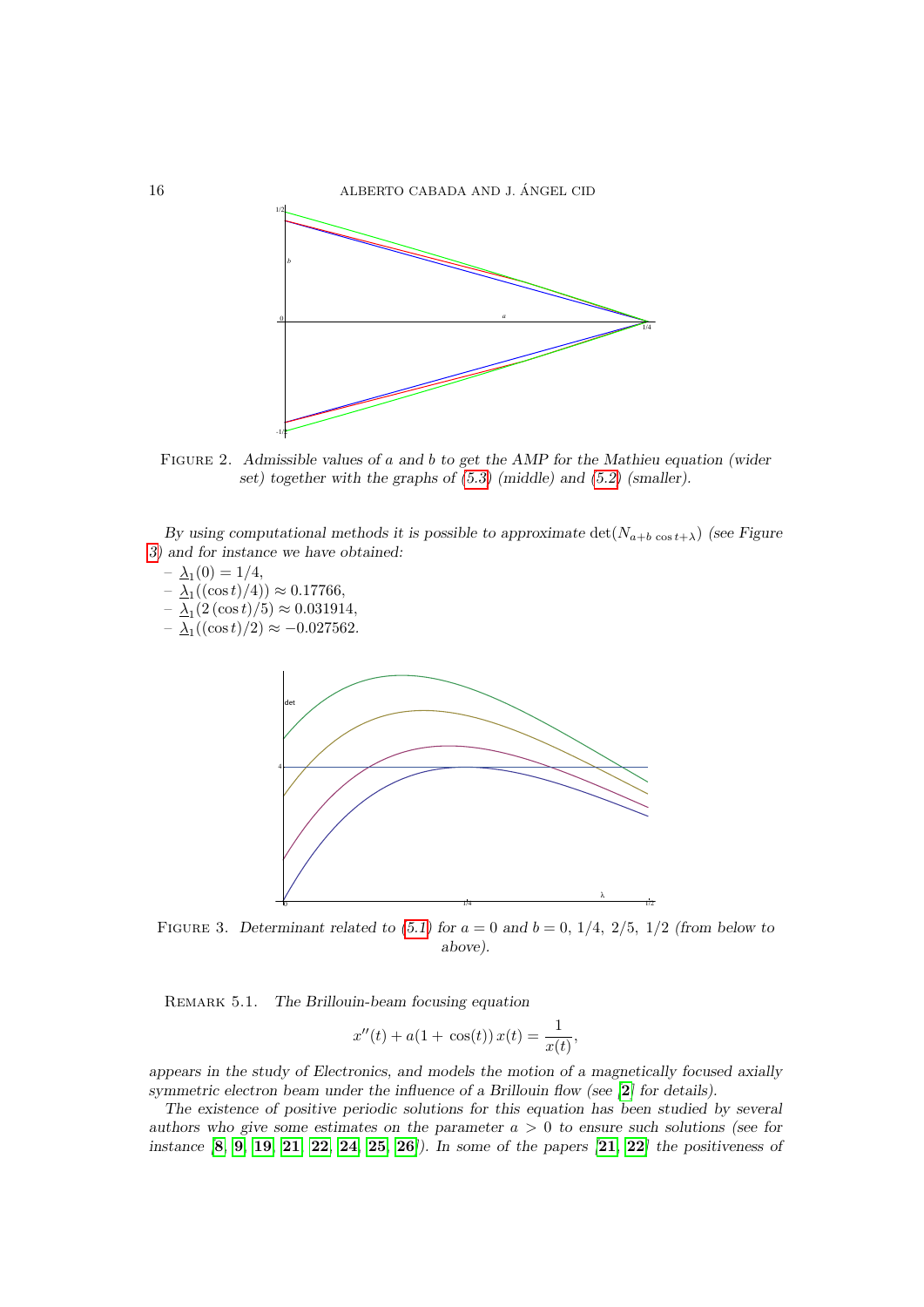FIGURE 2. *Admissible values of $a$ and $b$ to get the AMP for the Mathieu equation (wider set) together with the graphs of (5.3) (middle) and (5.2) (smaller).*

*By using computational methods it is possible to approximate $\det(N_{a+b\,\cos t+\lambda})$ (see Figure 3) and for instance we have obtained:*

- $\underline{\lambda}_1(0) = 1/4$,
- $\underline{\lambda}_1((\cos t)/4)) \approx 0.17766$,
- $\underline{\lambda}_1(2\,(\cos t)/5) \approx 0.031914$,
- $\underline{\lambda}_1((\cos t)/2) \approx -0.027562$.

FIGURE 3. *Determinant related to (5.1) for $a = 0$ and $b = 0,\ 1/4,\ 2/5,\ 1/2$ (from below to above).*

REMARK 5.1. *The Brillouin-beam focusing equation*

$$x''(t) + a(1 + \cos(t))\,x(t) = \frac{1}{x(t)},$$

*appears in the study of Electronics, and models the motion of a magnetically focused axially symmetric electron beam under the influence of a Brillouin flow (see [2] for details).*

*The existence of positive periodic solutions for this equation has been studied by several authors who give some estimates on the parameter $a > 0$ to ensure such solutions (see for instance [8, 9, 19, 21, 22, 24, 25, 26]). In some of the papers [21, 22] the positiveness of*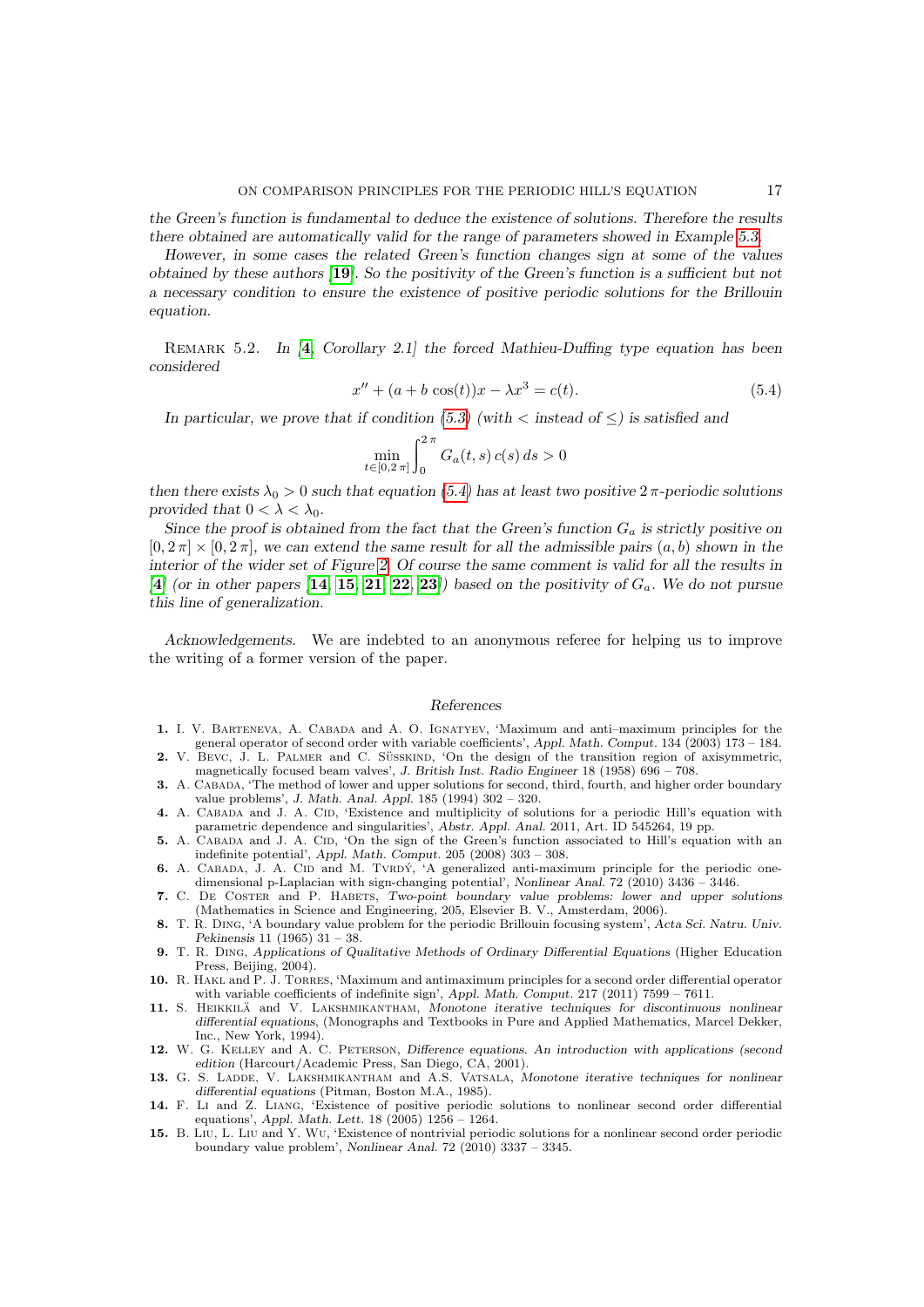*the Green's function is fundamental to deduce the existence of solutions. Therefore the results there obtained are automatically valid for the range of parameters showed in Example 5.3.*

*However, in some cases the related Green's function changes sign at some of the values obtained by these authors [19]. So the positivity of the Green's function is a sufficient but not a necessary condition to ensure the existence of positive periodic solutions for the Brillouin equation.*

Remark 5.2. *In [4, Corollary 2.1] the forced Mathieu-Duffing type equation has been considered*

$$x'' + (a + b\,\cos(t))x - \lambda x^3 = c(t). \tag{5.4}$$

*In particular, we prove that if condition (5.3) (with $<$ instead of $\leq$) is satisfied and*

$$\min_{t \in [0,2\,\pi]} \int_0^{2\,\pi} G_a(t,s)\, c(s)\, ds > 0$$

*then there exists $\lambda_0 > 0$ such that equation (5.4) has at least two positive $2\,\pi$-periodic solutions provided that $0 < \lambda < \lambda_0$.*

*Since the proof is obtained from the fact that the Green's function $G_a$ is strictly positive on $[0,2\,\pi] \times [0,2\,\pi]$, we can extend the same result for all the admissible pairs $(a,b)$ shown in the interior of the wider set of Figure 2. Of course the same comment is valid for all the results in [4] (or in other papers [14, 15, 21, 22, 23]) based on the positivity of $G_a$. We do not pursue this line of generalization.*

*Acknowledgements.* We are indebted to an anonymous referee for helping us to improve the writing of a former version of the paper.

## References

1. I. V. Barteneva, A. Cabada and A. O. Ignatyev, 'Maximum and anti–maximum principles for the general operator of second order with variable coefficients', *Appl. Math. Comput.* 134 (2003) 173 – 184.
2. V. Bevc, J. L. Palmer and C. Süsskind, 'On the design of the transition region of axisymmetric, magnetically focused beam valves', *J. British Inst. Radio Engineer* 18 (1958) 696 – 708.
3. A. Cabada, 'The method of lower and upper solutions for second, third, fourth, and higher order boundary value problems', *J. Math. Anal. Appl.* 185 (1994) 302 – 320.
4. A. Cabada and J. A. Cid, 'Existence and multiplicity of solutions for a periodic Hill's equation with parametric dependence and singularities', *Abstr. Appl. Anal.* 2011, Art. ID 545264, 19 pp.
5. A. Cabada and J. A. Cid, 'On the sign of the Green's function associated to Hill's equation with an indefinite potential', *Appl. Math. Comput.* 205 (2008) 303 – 308.
6. A. Cabada, J. A. Cid and M. Tvrdý, 'A generalized anti-maximum principle for the periodic one-dimensional p-Laplacian with sign-changing potential', *Nonlinear Anal.* 72 (2010) 3436 – 3446.
7. C. De Coster and P. Habets, *Two-point boundary value problems: lower and upper solutions* (Mathematics in Science and Engineering, 205, Elsevier B. V., Amsterdam, 2006).
8. T. R. Ding, 'A boundary value problem for the periodic Brillouin focusing system', *Acta Sci. Natru. Univ. Pekinensis* 11 (1965) 31 – 38.
9. T. R. Ding, *Applications of Qualitative Methods of Ordinary Differential Equations* (Higher Education Press, Beijing, 2004).
10. R. Hakl and P. J. Torres, 'Maximum and antimaximum principles for a second order differential operator with variable coefficients of indefinite sign', *Appl. Math. Comput.* 217 (2011) 7599 – 7611.
11. S. Heikkilä and V. Lakshmikantham, *Monotone iterative techniques for discontinuous nonlinear differential equations*, (Monographs and Textbooks in Pure and Applied Mathematics, Marcel Dekker, Inc., New York, 1994).
12. W. G. Kelley and A. C. Peterson, *Difference equations. An introduction with applications (second edition* (Harcourt/Academic Press, San Diego, CA, 2001).
13. G. S. Ladde, V. Lakshmikantham and A.S. Vatsala, *Monotone iterative techniques for nonlinear differential equations* (Pitman, Boston M.A., 1985).
14. F. Li and Z. Liang, 'Existence of positive periodic solutions to nonlinear second order differential equations', *Appl. Math. Lett.* 18 (2005) 1256 – 1264.
15. B. Liu, L. Liu and Y. Wu, 'Existence of nontrivial periodic solutions for a nonlinear second order periodic boundary value problem', *Nonlinear Anal.* 72 (2010) 3337 – 3345.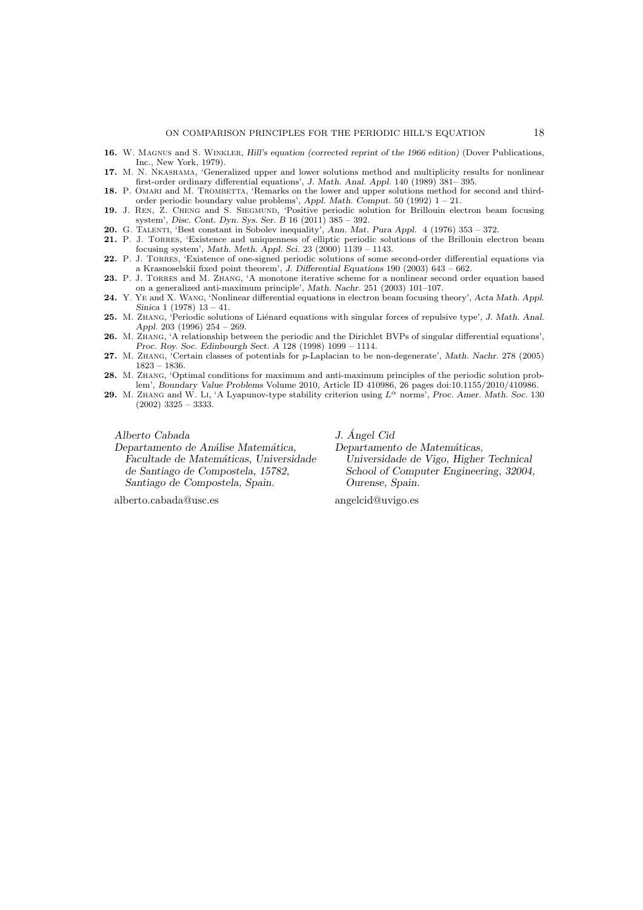**16.** W. Magnus and S. Winkler, *Hill's equation (corrected reprint of the 1966 edition)* (Dover Publications, Inc., New York, 1979).

**17.** M. N. Nkashama, 'Generalized upper and lower solutions method and multiplicity results for nonlinear first-order ordinary differential equations', *J. Math. Anal. Appl.* 140 (1989) 381– 395.

**18.** P. Omari and M. Trombetta, 'Remarks on the lower and upper solutions method for second and third-order periodic boundary value problems', *Appl. Math. Comput.* 50 (1992) 1 – 21.

**19.** J. Ren, Z. Cheng and S. Siegmund, 'Positive periodic solution for Brillouin electron beam focusing system', *Disc. Cont. Dyn. Sys. Ser. B* 16 (2011) 385 – 392.

**20.** G. Talenti, 'Best constant in Sobolev inequality', *Ann. Mat. Pura Appl.* 4 (1976) 353 – 372.

**21.** P. J. Torres, 'Existence and uniqueness of elliptic periodic solutions of the Brillouin electron beam focusing system', *Math. Meth. Appl. Sci.* 23 (2000) 1139 – 1143.

**22.** P. J. Torres, 'Existence of one-signed periodic solutions of some second-order differential equations via a Krasnoselskii fixed point theorem', *J. Differential Equations* 190 (2003) 643 – 662.

**23.** P. J. Torres and M. Zhang, 'A monotone iterative scheme for a nonlinear second order equation based on a generalized anti-maximum principle', *Math. Nachr.* 251 (2003) 101–107.

**24.** Y. Ye and X. Wang, 'Nonlinear differential equations in electron beam focusing theory', *Acta Math. Appl. Sinica* 1 (1978) 13 – 41.

**25.** M. Zhang, 'Periodic solutions of Liénard equations with singular forces of repulsive type', *J. Math. Anal. Appl.* 203 (1996) 254 – 269.

**26.** M. Zhang, 'A relationship between the periodic and the Dirichlet BVPs of singular differential equations', *Proc. Roy. Soc. Edinbourgh Sect. A* 128 (1998) 1099 – 1114.

**27.** M. Zhang, 'Certain classes of potentials for $p$-Laplacian to be non-degenerate', *Math. Nachr.* 278 (2005) 1823 – 1836.

**28.** M. Zhang, 'Optimal conditions for maximum and anti-maximum principles of the periodic solution problem', *Boundary Value Problems* Volume 2010, Article ID 410986, 26 pages doi:10.1155/2010/410986.

**29.** M. Zhang and W. Li, 'A Lyapunov-type stability criterion using $L^{\alpha}$ norms', *Proc. Amer. Math. Soc.* 130 (2002) 3325 – 3333.

*Alberto Cabada*
*Departamento de Análise Matemática, Facultade de Matemáticas, Universidade de Santiago de Compostela, 15782, Santiago de Compostela, Spain.*

alberto.cabada@usc.es

*J. Ángel Cid*
*Departamento de Matemáticas, Universidade de Vigo, Higher Technical School of Computer Engineering, 32004, Ourense, Spain.*

angelcid@uvigo.es